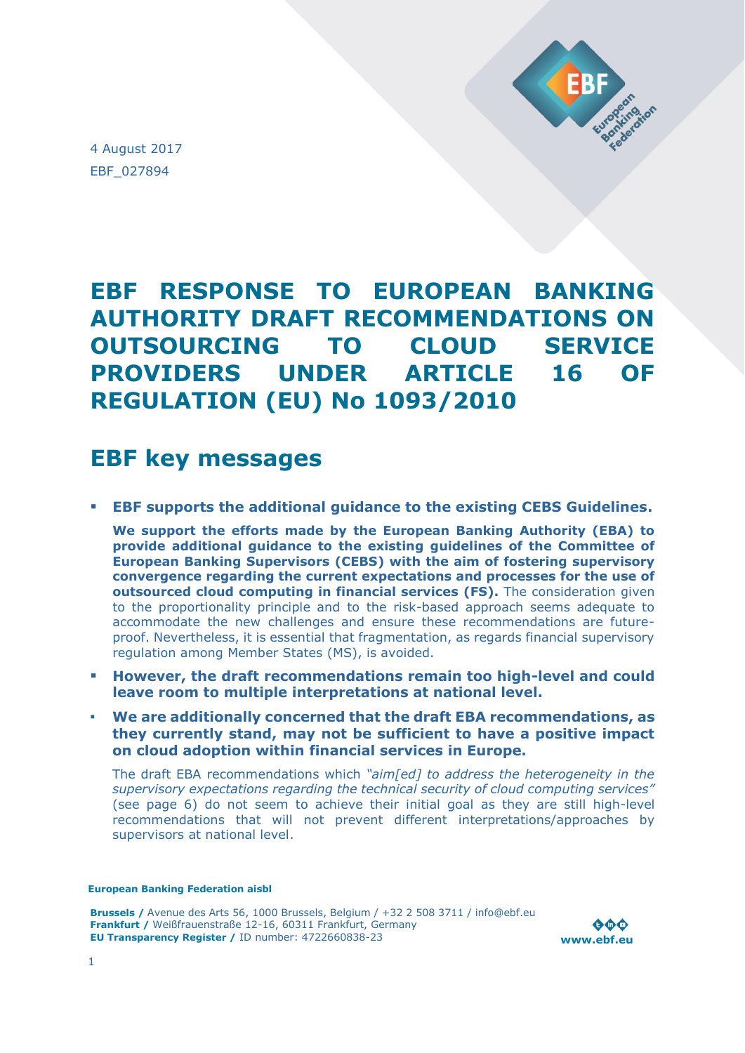4 August 2017

EBF_027894

# EBF RESPONSE TO EUROPEAN BANKING AUTHORITY DRAFT RECOMMENDATIONS ON OUTSOURCING TO CLOUD SERVICE PROVIDERS UNDER ARTICLE 16 OF REGULATION (EU) No 1093/2010

## EBF key messages

- **EBF supports the additional guidance to the existing CEBS Guidelines.**

  **We support the efforts made by the European Banking Authority (EBA) to provide additional guidance to the existing guidelines of the Committee of European Banking Supervisors (CEBS) with the aim of fostering supervisory convergence regarding the current expectations and processes for the use of outsourced cloud computing in financial services (FS).** The consideration given to the proportionality principle and to the risk-based approach seems adequate to accommodate the new challenges and ensure these recommendations are future-proof. Nevertheless, it is essential that fragmentation, as regards financial supervisory regulation among Member States (MS), is avoided.

- **However, the draft recommendations remain too high-level and could leave room to multiple interpretations at national level.**

- **We are additionally concerned that the draft EBA recommendations, as they currently stand, may not be sufficient to have a positive impact on cloud adoption within financial services in Europe.**

  The draft EBA recommendations which *"aim[ed] to address the heterogeneity in the supervisory expectations regarding the technical security of cloud computing services"* (see page 6) do not seem to achieve their initial goal as they are still high-level recommendations that will not prevent different interpretations/approaches by supervisors at national level.

**European Banking Federation aisbl**

**Brussels /** Avenue des Arts 56, 1000 Brussels, Belgium / +32 2 508 3711 / info@ebf.eu
**Frankfurt /** Weißfrauenstraße 12-16, 60311 Frankfurt, Germany
**EU Transparency Register /** ID number: 4722660838-23

**www.ebf.eu**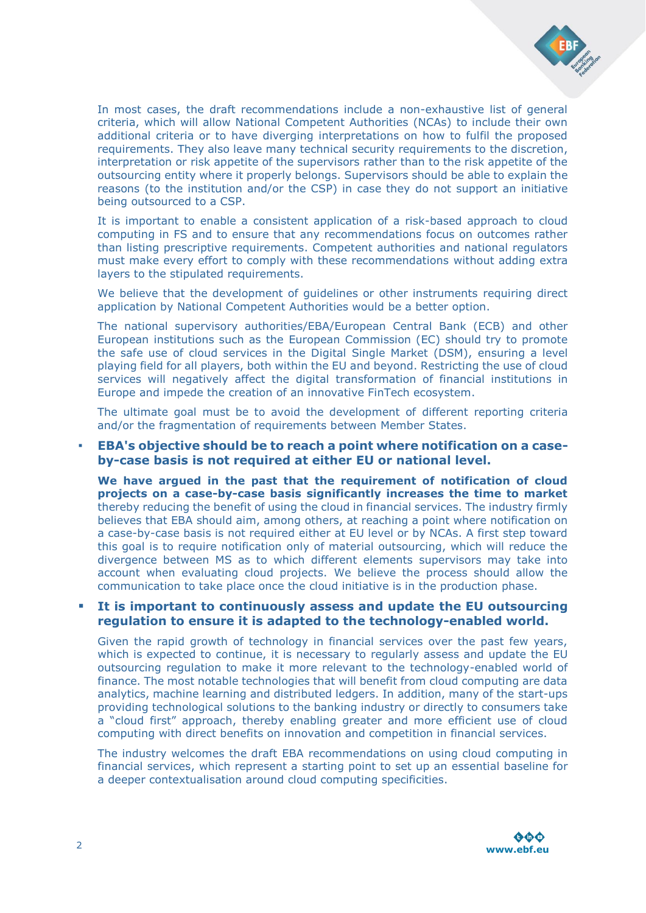In most cases, the draft recommendations include a non-exhaustive list of general criteria, which will allow National Competent Authorities (NCAs) to include their own additional criteria or to have diverging interpretations on how to fulfil the proposed requirements. They also leave many technical security requirements to the discretion, interpretation or risk appetite of the supervisors rather than to the risk appetite of the outsourcing entity where it properly belongs. Supervisors should be able to explain the reasons (to the institution and/or the CSP) in case they do not support an initiative being outsourced to a CSP.

It is important to enable a consistent application of a risk-based approach to cloud computing in FS and to ensure that any recommendations focus on outcomes rather than listing prescriptive requirements. Competent authorities and national regulators must make every effort to comply with these recommendations without adding extra layers to the stipulated requirements.

We believe that the development of guidelines or other instruments requiring direct application by National Competent Authorities would be a better option.

The national supervisory authorities/EBA/European Central Bank (ECB) and other European institutions such as the European Commission (EC) should try to promote the safe use of cloud services in the Digital Single Market (DSM), ensuring a level playing field for all players, both within the EU and beyond. Restricting the use of cloud services will negatively affect the digital transformation of financial institutions in Europe and impede the creation of an innovative FinTech ecosystem.

The ultimate goal must be to avoid the development of different reporting criteria and/or the fragmentation of requirements between Member States.

- **EBA's objective should be to reach a point where notification on a case-by-case basis is not required at either EU or national level.**

  **We have argued in the past that the requirement of notification of cloud projects on a case-by-case basis significantly increases the time to market** thereby reducing the benefit of using the cloud in financial services. The industry firmly believes that EBA should aim, among others, at reaching a point where notification on a case-by-case basis is not required either at EU level or by NCAs. A first step toward this goal is to require notification only of material outsourcing, which will reduce the divergence between MS as to which different elements supervisors may take into account when evaluating cloud projects. We believe the process should allow the communication to take place once the cloud initiative is in the production phase.

- **It is important to continuously assess and update the EU outsourcing regulation to ensure it is adapted to the technology-enabled world.**

  Given the rapid growth of technology in financial services over the past few years, which is expected to continue, it is necessary to regularly assess and update the EU outsourcing regulation to make it more relevant to the technology-enabled world of finance. The most notable technologies that will benefit from cloud computing are data analytics, machine learning and distributed ledgers. In addition, many of the start-ups providing technological solutions to the banking industry or directly to consumers take a "cloud first" approach, thereby enabling greater and more efficient use of cloud computing with direct benefits on innovation and competition in financial services.

  The industry welcomes the draft EBA recommendations on using cloud computing in financial services, which represent a starting point to set up an essential baseline for a deeper contextualisation around cloud computing specificities.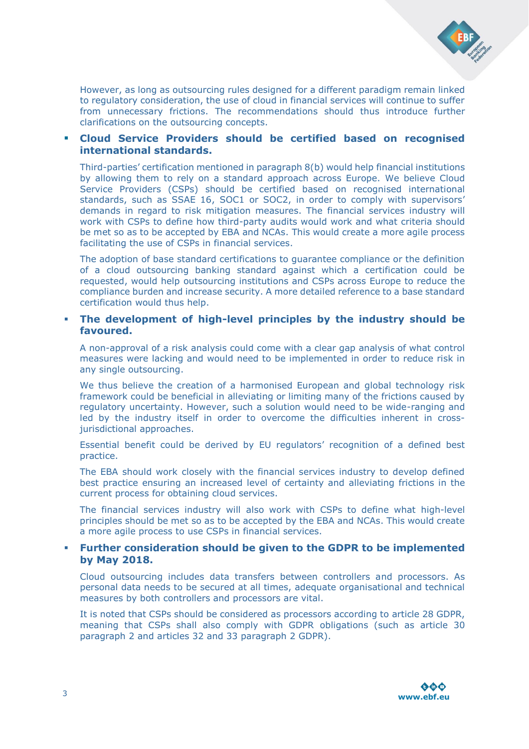However, as long as outsourcing rules designed for a different paradigm remain linked to regulatory consideration, the use of cloud in financial services will continue to suffer from unnecessary frictions. The recommendations should thus introduce further clarifications on the outsourcing concepts.

- **Cloud Service Providers should be certified based on recognised international standards.**

  Third-parties' certification mentioned in paragraph 8(b) would help financial institutions by allowing them to rely on a standard approach across Europe. We believe Cloud Service Providers (CSPs) should be certified based on recognised international standards, such as SSAE 16, SOC1 or SOC2, in order to comply with supervisors' demands in regard to risk mitigation measures. The financial services industry will work with CSPs to define how third-party audits would work and what criteria should be met so as to be accepted by EBA and NCAs. This would create a more agile process facilitating the use of CSPs in financial services.

  The adoption of base standard certifications to guarantee compliance or the definition of a cloud outsourcing banking standard against which a certification could be requested, would help outsourcing institutions and CSPs across Europe to reduce the compliance burden and increase security. A more detailed reference to a base standard certification would thus help.

- **The development of high-level principles by the industry should be favoured.**

  A non-approval of a risk analysis could come with a clear gap analysis of what control measures were lacking and would need to be implemented in order to reduce risk in any single outsourcing.

  We thus believe the creation of a harmonised European and global technology risk framework could be beneficial in alleviating or limiting many of the frictions caused by regulatory uncertainty. However, such a solution would need to be wide-ranging and led by the industry itself in order to overcome the difficulties inherent in cross-jurisdictional approaches.

  Essential benefit could be derived by EU regulators' recognition of a defined best practice.

  The EBA should work closely with the financial services industry to develop defined best practice ensuring an increased level of certainty and alleviating frictions in the current process for obtaining cloud services.

  The financial services industry will also work with CSPs to define what high-level principles should be met so as to be accepted by the EBA and NCAs. This would create a more agile process to use CSPs in financial services.

- **Further consideration should be given to the GDPR to be implemented by May 2018.**

  Cloud outsourcing includes data transfers between controllers and processors. As personal data needs to be secured at all times, adequate organisational and technical measures by both controllers and processors are vital.

  It is noted that CSPs should be considered as processors according to article 28 GDPR, meaning that CSPs shall also comply with GDPR obligations (such as article 30 paragraph 2 and articles 32 and 33 paragraph 2 GDPR).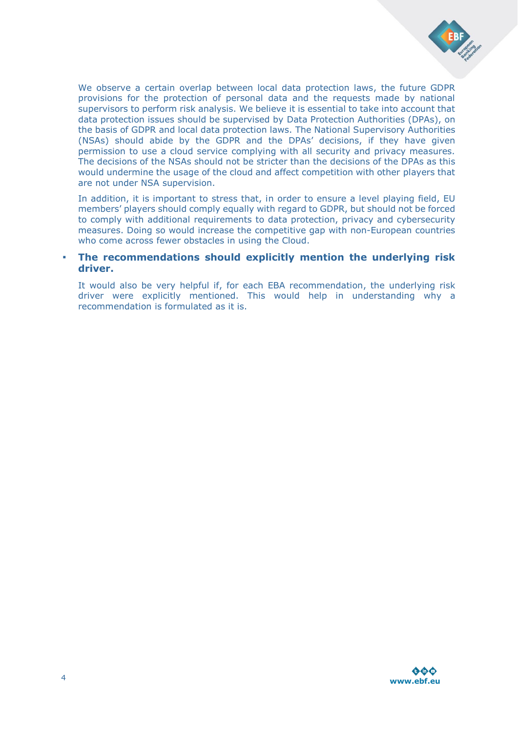We observe a certain overlap between local data protection laws, the future GDPR provisions for the protection of personal data and the requests made by national supervisors to perform risk analysis. We believe it is essential to take into account that data protection issues should be supervised by Data Protection Authorities (DPAs), on the basis of GDPR and local data protection laws. The National Supervisory Authorities (NSAs) should abide by the GDPR and the DPAs' decisions, if they have given permission to use a cloud service complying with all security and privacy measures. The decisions of the NSAs should not be stricter than the decisions of the DPAs as this would undermine the usage of the cloud and affect competition with other players that are not under NSA supervision.

In addition, it is important to stress that, in order to ensure a level playing field, EU members' players should comply equally with regard to GDPR, but should not be forced to comply with additional requirements to data protection, privacy and cybersecurity measures. Doing so would increase the competitive gap with non-European countries who come across fewer obstacles in using the Cloud.

- **The recommendations should explicitly mention the underlying risk driver.**

  It would also be very helpful if, for each EBA recommendation, the underlying risk driver were explicitly mentioned. This would help in understanding why a recommendation is formulated as it is.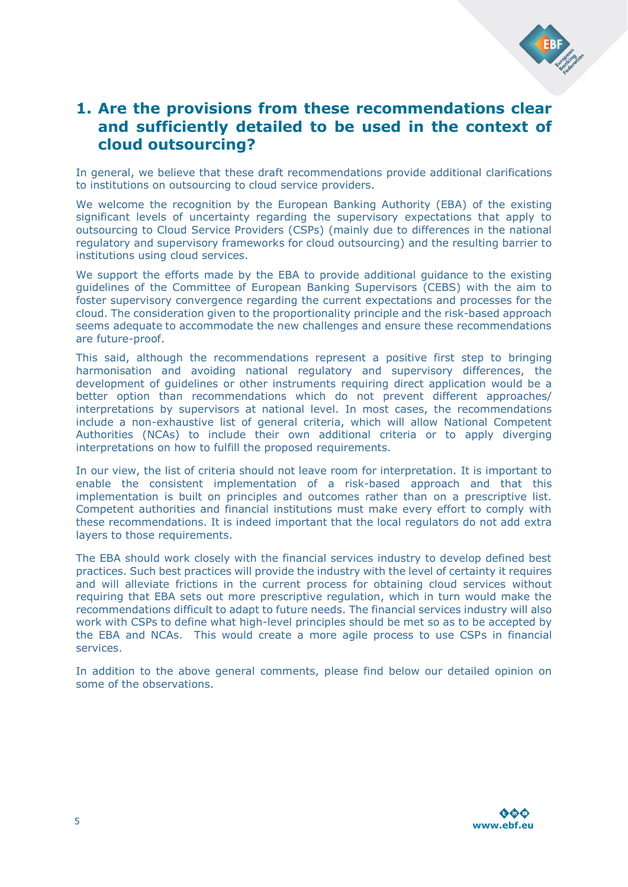## 1. Are the provisions from these recommendations clear and sufficiently detailed to be used in the context of cloud outsourcing?

In general, we believe that these draft recommendations provide additional clarifications to institutions on outsourcing to cloud service providers.

We welcome the recognition by the European Banking Authority (EBA) of the existing significant levels of uncertainty regarding the supervisory expectations that apply to outsourcing to Cloud Service Providers (CSPs) (mainly due to differences in the national regulatory and supervisory frameworks for cloud outsourcing) and the resulting barrier to institutions using cloud services.

We support the efforts made by the EBA to provide additional guidance to the existing guidelines of the Committee of European Banking Supervisors (CEBS) with the aim to foster supervisory convergence regarding the current expectations and processes for the cloud. The consideration given to the proportionality principle and the risk-based approach seems adequate to accommodate the new challenges and ensure these recommendations are future-proof.

This said, although the recommendations represent a positive first step to bringing harmonisation and avoiding national regulatory and supervisory differences, the development of guidelines or other instruments requiring direct application would be a better option than recommendations which do not prevent different approaches/ interpretations by supervisors at national level. In most cases, the recommendations include a non-exhaustive list of general criteria, which will allow National Competent Authorities (NCAs) to include their own additional criteria or to apply diverging interpretations on how to fulfill the proposed requirements.

In our view, the list of criteria should not leave room for interpretation. It is important to enable the consistent implementation of a risk-based approach and that this implementation is built on principles and outcomes rather than on a prescriptive list. Competent authorities and financial institutions must make every effort to comply with these recommendations. It is indeed important that the local regulators do not add extra layers to those requirements.

The EBA should work closely with the financial services industry to develop defined best practices. Such best practices will provide the industry with the level of certainty it requires and will alleviate frictions in the current process for obtaining cloud services without requiring that EBA sets out more prescriptive regulation, which in turn would make the recommendations difficult to adapt to future needs. The financial services industry will also work with CSPs to define what high-level principles should be met so as to be accepted by the EBA and NCAs. This would create a more agile process to use CSPs in financial services.

In addition to the above general comments, please find below our detailed opinion on some of the observations.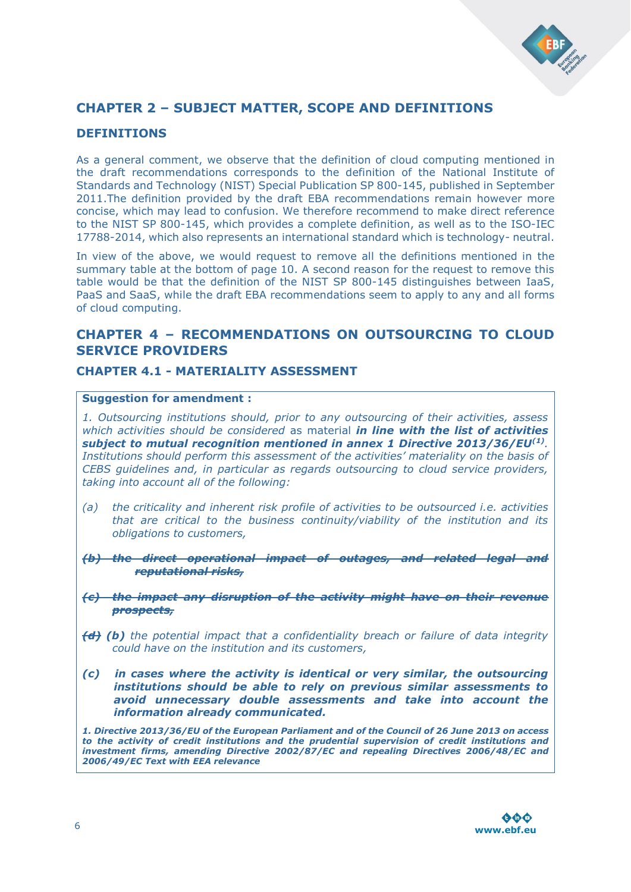## CHAPTER 2 – SUBJECT MATTER, SCOPE AND DEFINITIONS

### DEFINITIONS

As a general comment, we observe that the definition of cloud computing mentioned in the draft recommendations corresponds to the definition of the National Institute of Standards and Technology (NIST) Special Publication SP 800-145, published in September 2011.The definition provided by the draft EBA recommendations remain however more concise, which may lead to confusion. We therefore recommend to make direct reference to the NIST SP 800-145, which provides a complete definition, as well as to the ISO-IEC 17788-2014, which also represents an international standard which is technology- neutral.

In view of the above, we would request to remove all the definitions mentioned in the summary table at the bottom of page 10. A second reason for the request to remove this table would be that the definition of the NIST SP 800-145 distinguishes between IaaS, PaaS and SaaS, while the draft EBA recommendations seem to apply to any and all forms of cloud computing.

## CHAPTER 4 – RECOMMENDATIONS ON OUTSOURCING TO CLOUD SERVICE PROVIDERS

### CHAPTER 4.1 - MATERIALITY ASSESSMENT

**Suggestion for amendment :**

*1. Outsourcing institutions should, prior to any outsourcing of their activities, assess which activities should be considered* as material ***in line with the list of activities subject to mutual recognition mentioned in annex 1 Directive 2013/36/EU[(1)]****. Institutions should perform this assessment of the activities' materiality on the basis of CEBS guidelines and, in particular as regards outsourcing to cloud service providers, taking into account all of the following:*

*(a) the criticality and inherent risk profile of activities to be outsourced i.e. activities that are critical to the business continuity/viability of the institution and its obligations to customers,*

~~*(b) the direct operational impact of outages, and related legal and reputational risks,*~~

~~*(c) the impact any disruption of the activity might have on their revenue prospects,*~~

~~*(d)*~~ ***(b)*** *the potential impact that a confidentiality breach or failure of data integrity could have on the institution and its customers,*

***(c) in cases where the activity is identical or very similar, the outsourcing institutions should be able to rely on previous similar assessments to avoid unnecessary double assessments and take into account the information already communicated.***

***1. Directive 2013/36/EU of the European Parliament and of the Council of 26 June 2013 on access to the activity of credit institutions and the prudential supervision of credit institutions and investment firms, amending Directive 2002/87/EC and repealing Directives 2006/48/EC and 2006/49/EC Text with EEA relevance***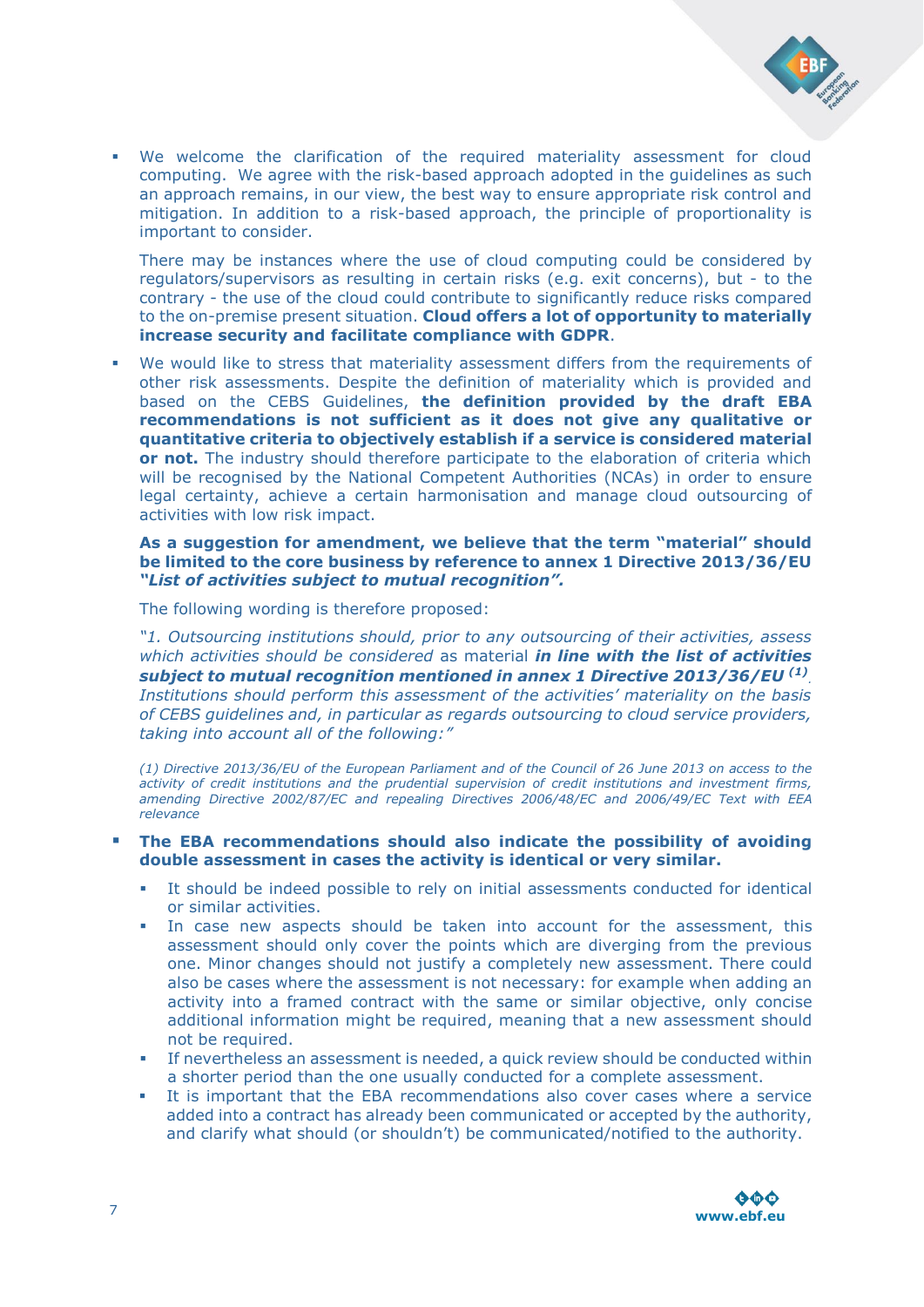- We welcome the clarification of the required materiality assessment for cloud computing. We agree with the risk-based approach adopted in the guidelines as such an approach remains, in our view, the best way to ensure appropriate risk control and mitigation. In addition to a risk-based approach, the principle of proportionality is important to consider.

  There may be instances where the use of cloud computing could be considered by regulators/supervisors as resulting in certain risks (e.g. exit concerns), but - to the contrary - the use of the cloud could contribute to significantly reduce risks compared to the on-premise present situation. **Cloud offers a lot of opportunity to materially increase security and facilitate compliance with GDPR**.

- We would like to stress that materiality assessment differs from the requirements of other risk assessments. Despite the definition of materiality which is provided and based on the CEBS Guidelines, **the definition provided by the draft EBA recommendations is not sufficient as it does not give any qualitative or quantitative criteria to objectively establish if a service is considered material or not.** The industry should therefore participate to the elaboration of criteria which will be recognised by the National Competent Authorities (NCAs) in order to ensure legal certainty, achieve a certain harmonisation and manage cloud outsourcing of activities with low risk impact.

  **As a suggestion for amendment, we believe that the term "material" should be limited to the core business by reference to annex 1 Directive 2013/36/EU *"List of activities subject to mutual recognition".***

  The following wording is proposed:

  *"1. Outsourcing institutions should, prior to any outsourcing of their activities, assess which activities should be considered* as material ***in line with the list of activities subject to mutual recognition mentioned in annex 1 Directive 2013/36/EU [(1)]****. Institutions should perform this assessment of the activities' materiality on the basis of CEBS guidelines and, in particular as regards outsourcing to cloud service providers, taking into account all of the following:"*

  *(1) Directive 2013/36/EU of the European Parliament and of the Council of 26 June 2013 on access to the activity of credit institutions and the prudential supervision of credit institutions and investment firms, amending Directive 2002/87/EC and repealing Directives 2006/48/EC and 2006/49/EC Text with EEA relevance*

- **The EBA recommendations should also indicate the possibility of avoiding double assessment in cases the activity is identical or very similar.**
  - It should be indeed possible to rely on initial assessments conducted for identical or similar activities.
  - In case new aspects should be taken into account for the assessment, this assessment should only cover the points which are diverging from the previous one. Minor changes should not justify a completely new assessment. There could also be cases where the assessment is not necessary: for example when adding an activity into a framed contract with the same or similar objective, only concise additional information might be required, meaning that a new assessment should not be required.
  - If nevertheless an assessment is needed, a quick review should be conducted within a shorter period than the one usually conducted for a complete assessment.
  - It is important that the EBA recommendations also cover cases where a service added into a contract has already been communicated or accepted by the authority, and clarify what should (or shouldn't) be communicated/notified to the authority.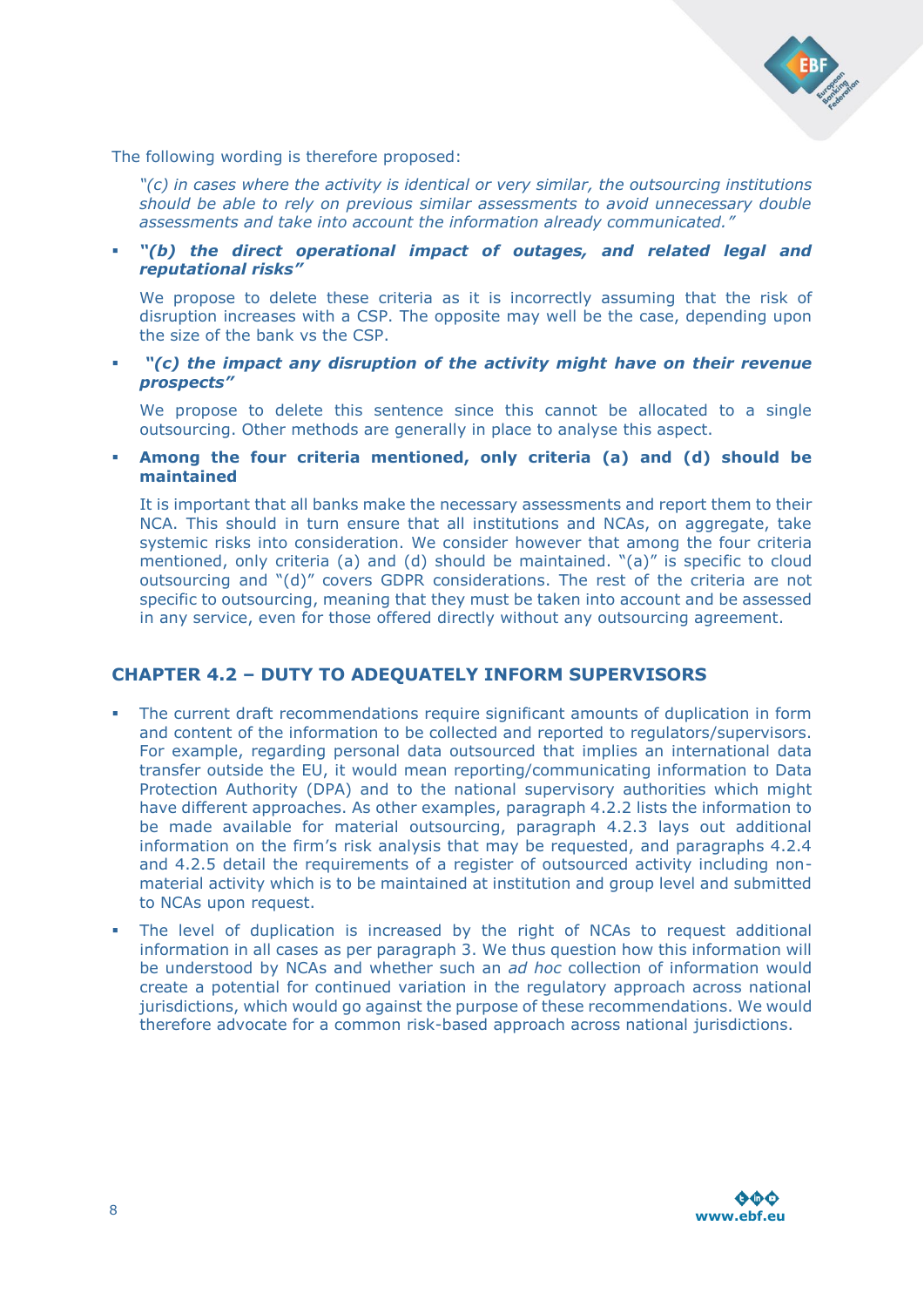The following wording is therefore proposed:

> *"(c) in cases where the activity is identical or very similar, the outsourcing institutions should be able to rely on previous similar assessments to avoid unnecessary double assessments and take into account the information already communicated."*

- ***"(b) the direct operational impact of outages, and related legal and reputational risks"***

  We propose to delete these criteria as it is incorrectly assuming that the risk of disruption increases with a CSP. The opposite may well be the case, depending upon the size of the bank vs the CSP.

- ***"(c) the impact any disruption of the activity might have on their revenue prospects"***

  We propose to delete this sentence since this cannot be allocated to a single outsourcing. Other methods are generally in place to analyse this aspect.

- **Among the four criteria mentioned, only criteria (a) and (d) should be maintained**

  It is important that all banks make the necessary assessments and report them to their NCA. This should in turn ensure that all institutions and NCAs, on aggregate, take systemic risks into consideration. We consider however that among the four criteria mentioned, only criteria (a) and (d) should be maintained. "(a)" is specific to cloud outsourcing and "(d)" covers GDPR considerations. The rest of the criteria are not specific to outsourcing, meaning that they must be taken into account and be assessed in any service, even for those offered directly without any outsourcing agreement.

## CHAPTER 4.2 – DUTY TO ADEQUATELY INFORM SUPERVISORS

- The current draft recommendations require significant amounts of duplication in form and content of the information to be collected and reported to regulators/supervisors. For example, regarding personal data outsourced that implies an international data transfer outside the EU, it would mean reporting/communicating information to Data Protection Authority (DPA) and to the national supervisory authorities which might have different approaches. As other examples, paragraph 4.2.2 lists the information to be made available for material outsourcing, paragraph 4.2.3 lays out additional information on the firm's risk analysis that may be requested, and paragraphs 4.2.4 and 4.2.5 detail the requirements of a register of outsourced activity including non-material activity which is to be maintained at institution and group level and submitted to NCAs upon request.
- The level of duplication is increased by the right of NCAs to request additional information in all cases as per paragraph 3. We thus question how this information will be understood by NCAs and whether such an *ad hoc* collection of information would create a potential for continued variation in the regulatory approach across national jurisdictions, which would go against the purpose of these recommendations. We would therefore advocate for a common risk-based approach across national jurisdictions.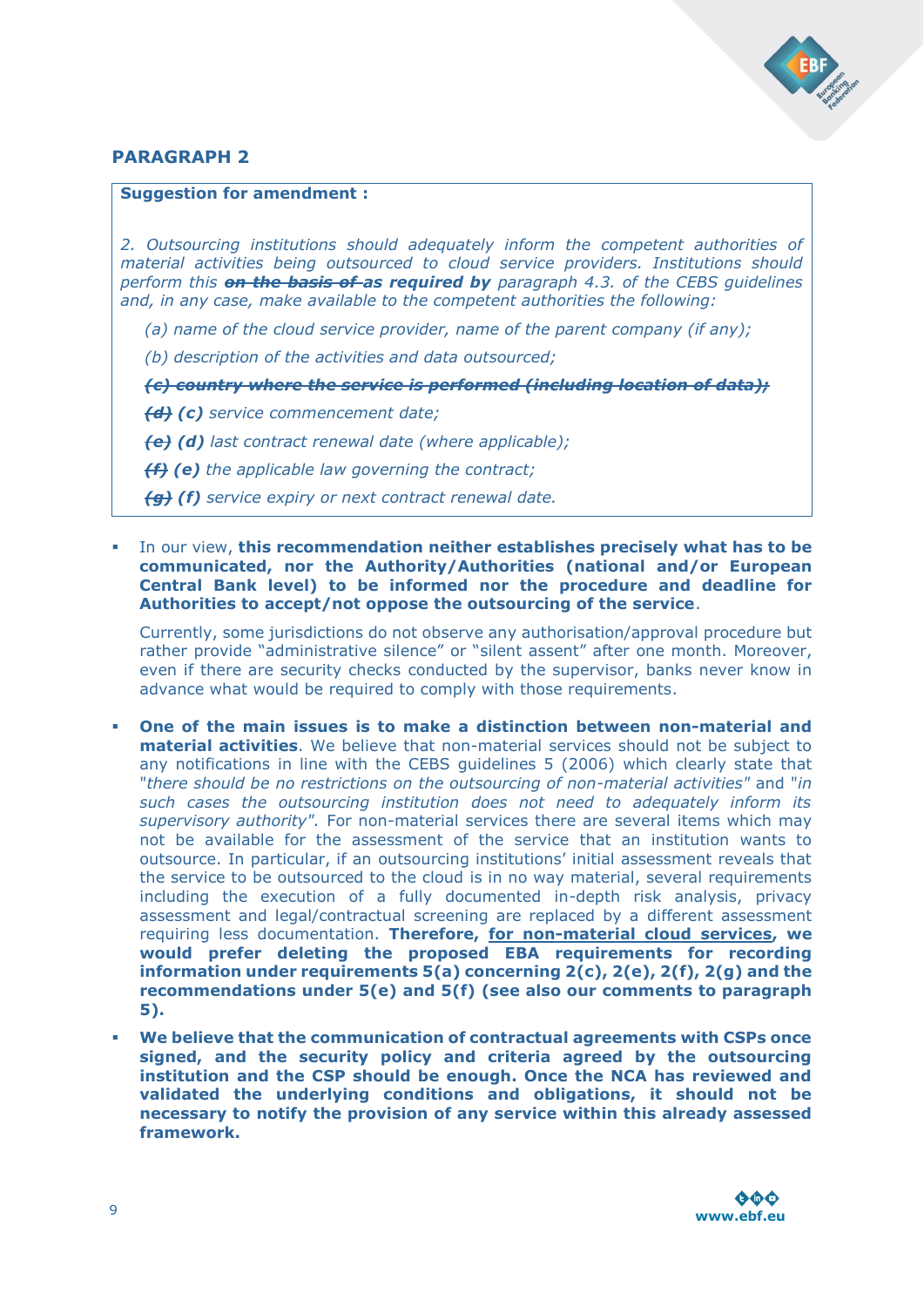## PARAGRAPH 2

**Suggestion for amendment :**

*2. Outsourcing institutions should adequately inform the competent authorities of material activities being outsourced to cloud service providers. Institutions should perform this ~~on the basis of~~ **as required by** paragraph 4.3. of the CEBS guidelines and, in any case, make available to the competent authorities the following:*

*(a) name of the cloud service provider, name of the parent company (if any);*

*(b) description of the activities and data outsourced;*

~~*(c) country where the service is performed (including location of data);*~~

~~*(d)*~~ ***(c)*** *service commencement date;*

~~*(e)*~~ ***(d)*** *last contract renewal date (where applicable);*

~~*(f)*~~ ***(e)*** *the applicable law governing the contract;*

~~*(g)*~~ ***(f)*** *service expiry or next contract renewal date.*

- In our view, **this recommendation neither establishes precisely what has to be communicated, nor the Authority/Authorities (national and/or European Central Bank level) to be informed nor the procedure and deadline for Authorities to accept/not oppose the outsourcing of the service**.

  Currently, some jurisdictions do not observe any authorisation/approval procedure but rather provide "administrative silence" or "silent assent" after one month. Moreover, even if there are security checks conducted by the supervisor, banks never know in advance what would be required to comply with those requirements.

- **One of the main issues is to make a distinction between non-material and material activities**. We believe that non-material services should not be subject to any notifications in line with the CEBS guidelines 5 (2006) which clearly state that "*there should be no restrictions on the outsourcing of non-material activities*" and "*in such cases the outsourcing institution does not need to adequately inform its supervisory authority*". For non-material services there are several items which may not be available for the assessment of the service that an institution wants to outsource. In particular, if an outsourcing institutions' initial assessment reveals that the service to be outsourced to the cloud is in no way material, several requirements including the execution of a fully documented in-depth risk analysis, privacy assessment and legal/contractual screening are replaced by a different assessment requiring less documentation. **Therefore, <u>for non-material cloud services</u>, we would prefer deleting the proposed EBA requirements for recording information under requirements 5(a) concerning 2(c), 2(e), 2(f), 2(g) and the recommendations under 5(e) and 5(f) (see also our comments to paragraph 5).**

- **We believe that the communication of contractual agreements with CSPs once signed, and the security policy and criteria agreed by the outsourcing institution and the CSP should be enough. Once the NCA has reviewed and validated the underlying conditions and obligations, it should not be necessary to notify the provision of any service within this already assessed framework.**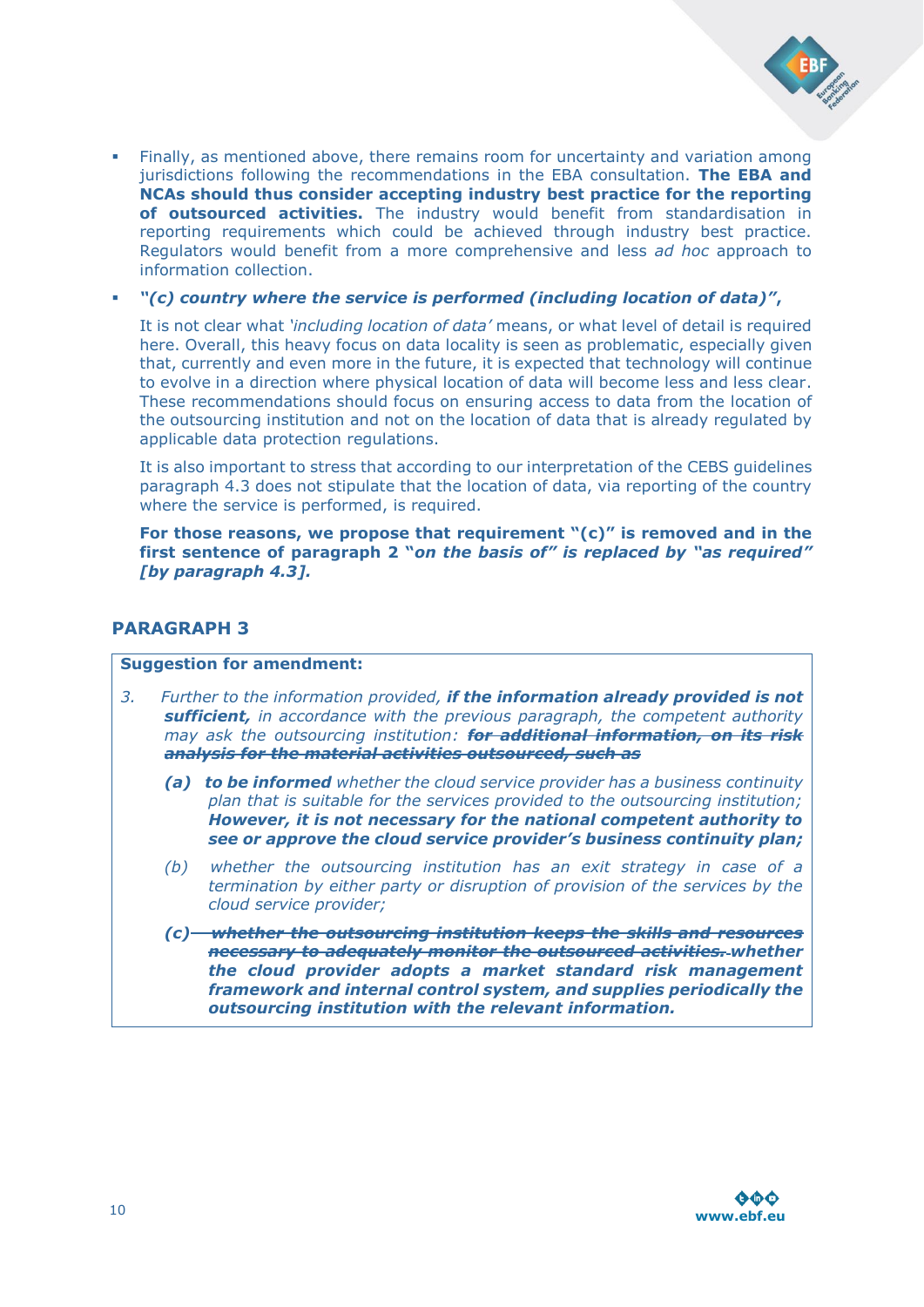- Finally, as mentioned above, there remains room for uncertainty and variation among jurisdictions following the recommendations in the EBA consultation. **The EBA and NCAs should thus consider accepting industry best practice for the reporting of outsourced activities.** The industry would benefit from standardisation in reporting requirements which could be achieved through industry best practice. Regulators would benefit from a more comprehensive and less *ad hoc* approach to information collection.

- ***"(c) country where the service is performed (including location of data)",***

  It is not clear what *'including location of data'* means, or what level of detail is required here. Overall, this heavy focus on data locality is seen as problematic, especially given that, currently and even more in the future, it is expected that technology will continue to evolve in a direction where physical location of data will become less and less clear. These recommendations should focus on ensuring access to data from the location of the outsourcing institution and not on the location of data that is already regulated by applicable data protection regulations.

  It is also important to stress that according to our interpretation of the CEBS guidelines paragraph 4.3 does not stipulate that the location of data, via reporting of the country where the service is performed, is required.

  **For those reasons, we propose that requirement "(c)" is removed and in the first sentence of paragraph 2 "*on the basis of*" is replaced by *"as required" [by paragraph 4.3].***

## PARAGRAPH 3

**Suggestion for amendment:**

*3. Further to the information provided, **if the information already provided is not sufficient,** in accordance with the previous paragraph, the competent authority may ask the outsourcing institution: ~~**for additional information, on its risk analysis for the material activities outsourced, such as**~~*

*(a) **to be informed** whether the cloud service provider has a business continuity plan that is suitable for the services provided to the outsourcing institution; **However, it is not necessary for the national competent authority to see or approve the cloud service provider's business continuity plan;***

*(b) whether the outsourcing institution has an exit strategy in case of a termination by either party or disruption of provision of the services by the cloud service provider;*

***(c) ~~whether the outsourcing institution keeps the skills and resources necessary to adequately monitor the outsourced activities.~~ whether the cloud provider adopts a market standard risk management framework and internal control system, and supplies periodically the outsourcing institution with the relevant information.***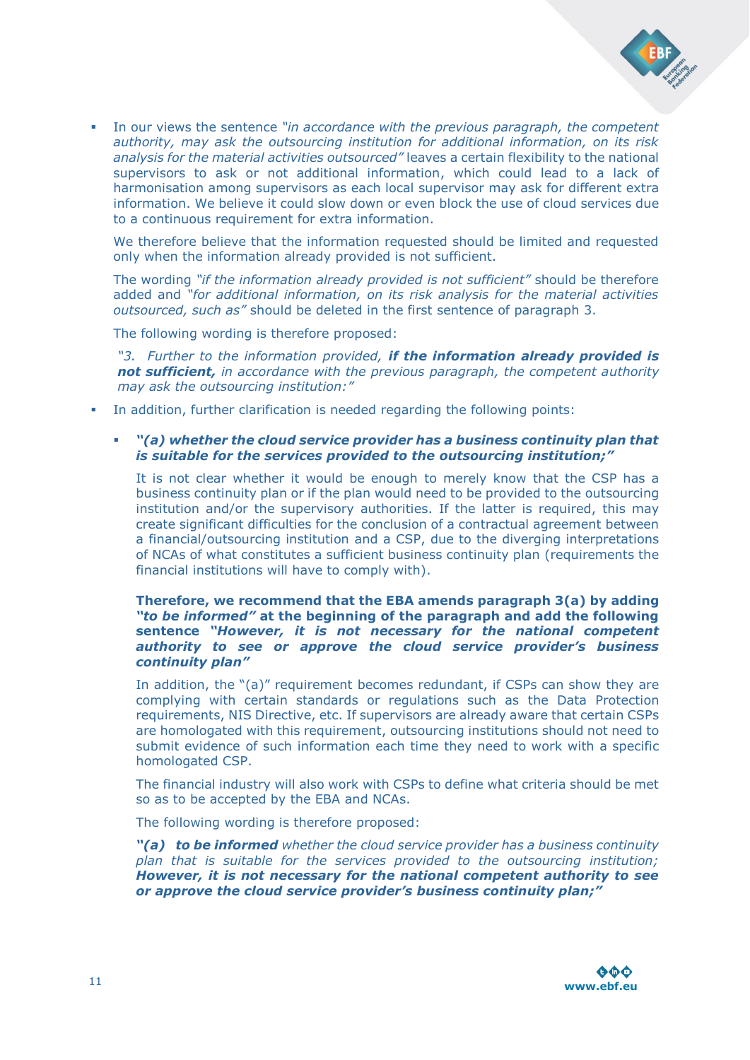- In our views the sentence *"in accordance with the previous paragraph, the competent authority, may ask the outsourcing institution for additional information, on its risk analysis for the material activities outsourced"* leaves a certain flexibility to the national supervisors to ask or not additional information, which could lead to a lack of harmonisation among supervisors as each local supervisor may ask for different extra information. We believe it could slow down or even block the use of cloud services due to a continuous requirement for extra information.

  We therefore believe that the information requested should be limited and requested only when the information already provided is not sufficient.

  The wording *"if the information already provided is not sufficient"* should be therefore added and *"for additional information, on its risk analysis for the material activities outsourced, such as"* should be deleted in the first sentence of paragraph 3.

  The following wording is therefore proposed:

  *"3. Further to the information provided, **if the information already provided is not sufficient,** in accordance with the previous paragraph, the competent authority may ask the outsourcing institution:"*

- In addition, further clarification is needed regarding the following points:

  - ***"(a) whether the cloud service provider has a business continuity plan that is suitable for the services provided to the outsourcing institution;"***

    It is not clear whether it would be enough to merely know that the CSP has a business continuity plan or if the plan would need to be provided to the outsourcing institution and/or the supervisory authorities. If the latter is required, this may create significant difficulties for the conclusion of a contractual agreement between a financial/outsourcing institution and a CSP, due to the diverging interpretations of NCAs of what constitutes a sufficient business continuity plan (requirements the financial institutions will have to comply with).

    **Therefore, we recommend that the EBA amends paragraph 3(a) by adding *"to be informed"* at the beginning of the paragraph and add the following sentence *"However, it is not necessary for the national competent authority to see or approve the cloud service provider's business continuity plan"***

    In addition, the "(a)" requirement becomes redundant, if CSPs can show they are complying with certain standards or regulations such as the Data Protection requirements, NIS Directive, etc. If supervisors are already aware that certain CSPs are homologated with this requirement, outsourcing institutions should not need to submit evidence of such information each time they need to work with a specific homologated CSP.

    The financial industry will also work with CSPs to define what criteria should be met so as to be accepted by the EBA and NCAs.

    The following wording is therefore proposed:

    ***"(a) to be informed*** *whether the cloud service provider has a business continuity plan that is suitable for the services provided to the outsourcing institution;* ***However, it is not necessary for the national competent authority to see or approve the cloud service provider's business continuity plan;"***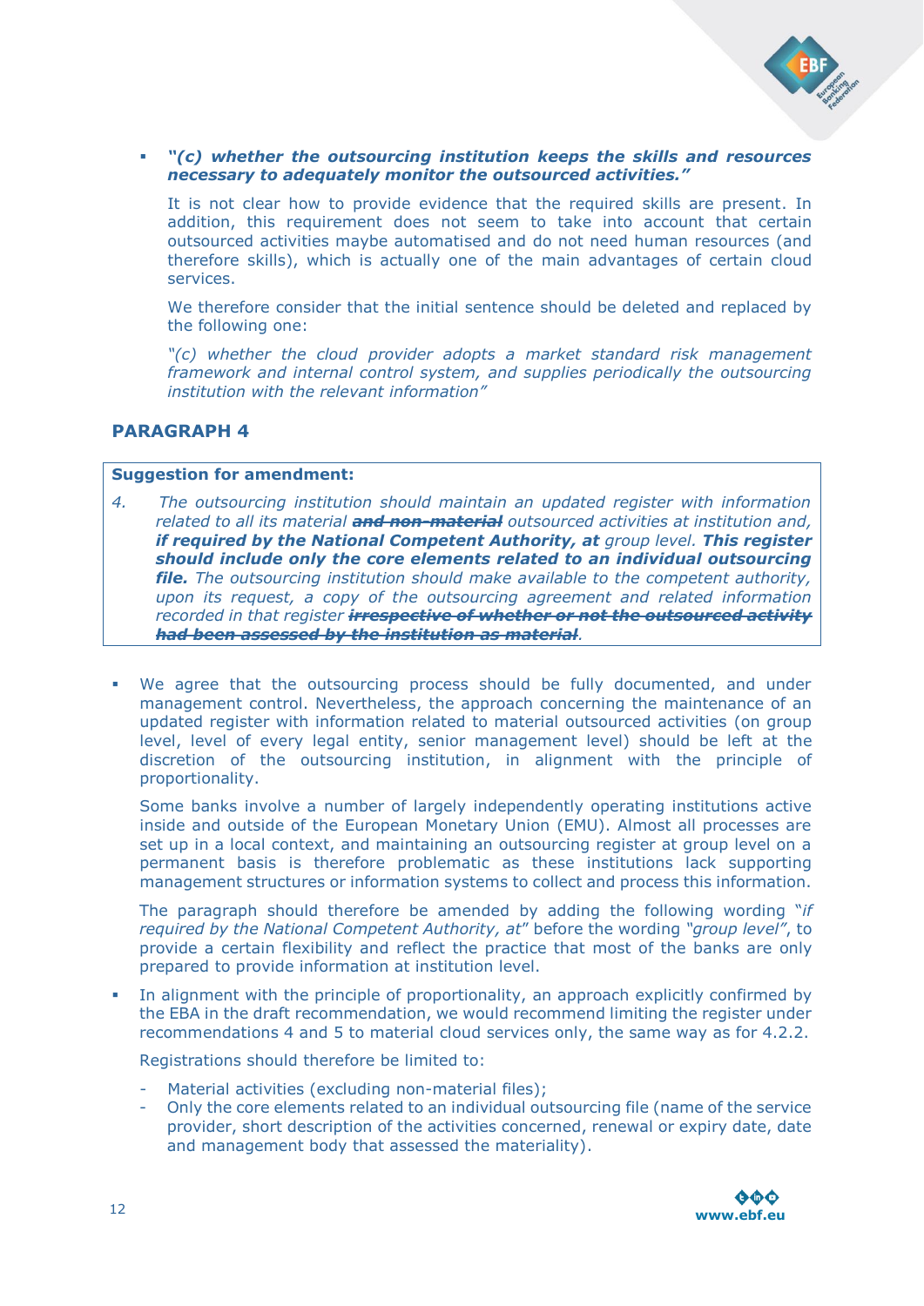- ***"(c) whether the outsourcing institution keeps the skills and resources necessary to adequately monitor the outsourced activities."***

  It is not clear how to provide evidence that the required skills are present. In addition, this requirement does not seem to take into account that certain outsourced activities maybe automatised and do not need human resources (and therefore skills), which is actually one of the main advantages of certain cloud services.

  We therefore consider that the initial sentence should be deleted and replaced by the following one:

  *"(c) whether the cloud provider adopts a market standard risk management framework and internal control system, and supplies periodically the outsourcing institution with the relevant information"*

## PARAGRAPH 4

**Suggestion for amendment:**

*4. The outsourcing institution should maintain an updated register with information related to all its material* ***~~and non-material~~*** *outsourced activities at institution and,* ***if required by the National Competent Authority, at*** *group level.* ***This register should include only the core elements related to an individual outsourcing file.*** *The outsourcing institution should make available to the competent authority, upon its request, a copy of the outsourcing agreement and related information recorded in that register* ***~~irrespective of whether or not the outsourced activity had been assessed by the institution as material~~****.*

- We agree that the outsourcing process should be fully documented, and under management control. Nevertheless, the approach concerning the maintenance of an updated register with information related to material outsourced activities (on group level, level of every legal entity, senior management level) should be left at the discretion of the outsourcing institution, in alignment with the principle of proportionality.

  Some banks involve a number of largely independently operating institutions active inside and outside of the European Monetary Union (EMU). Almost all processes are set up in a local context, and maintaining an outsourcing register at group level on a permanent basis is therefore problematic as these institutions lack supporting management structures or information systems to collect and process this information.

  The paragraph should therefore be amended by adding the following wording "*if required by the National Competent Authority, at*" before the wording *"group level"*, to provide a certain flexibility and reflect the practice that most of the banks are only prepared to provide information at institution level.

- In alignment with the principle of proportionality, an approach explicitly confirmed by the EBA in the draft recommendation, we would recommend limiting the register under recommendations 4 and 5 to material cloud services only, the same way as for 4.2.2.

  Registrations should therefore be limited to:

  - Material activities (excluding non-material files);
  - Only the core elements related to an individual outsourcing file (name of the service provider, short description of the activities concerned, renewal or expiry date, date and management body that assessed the materiality).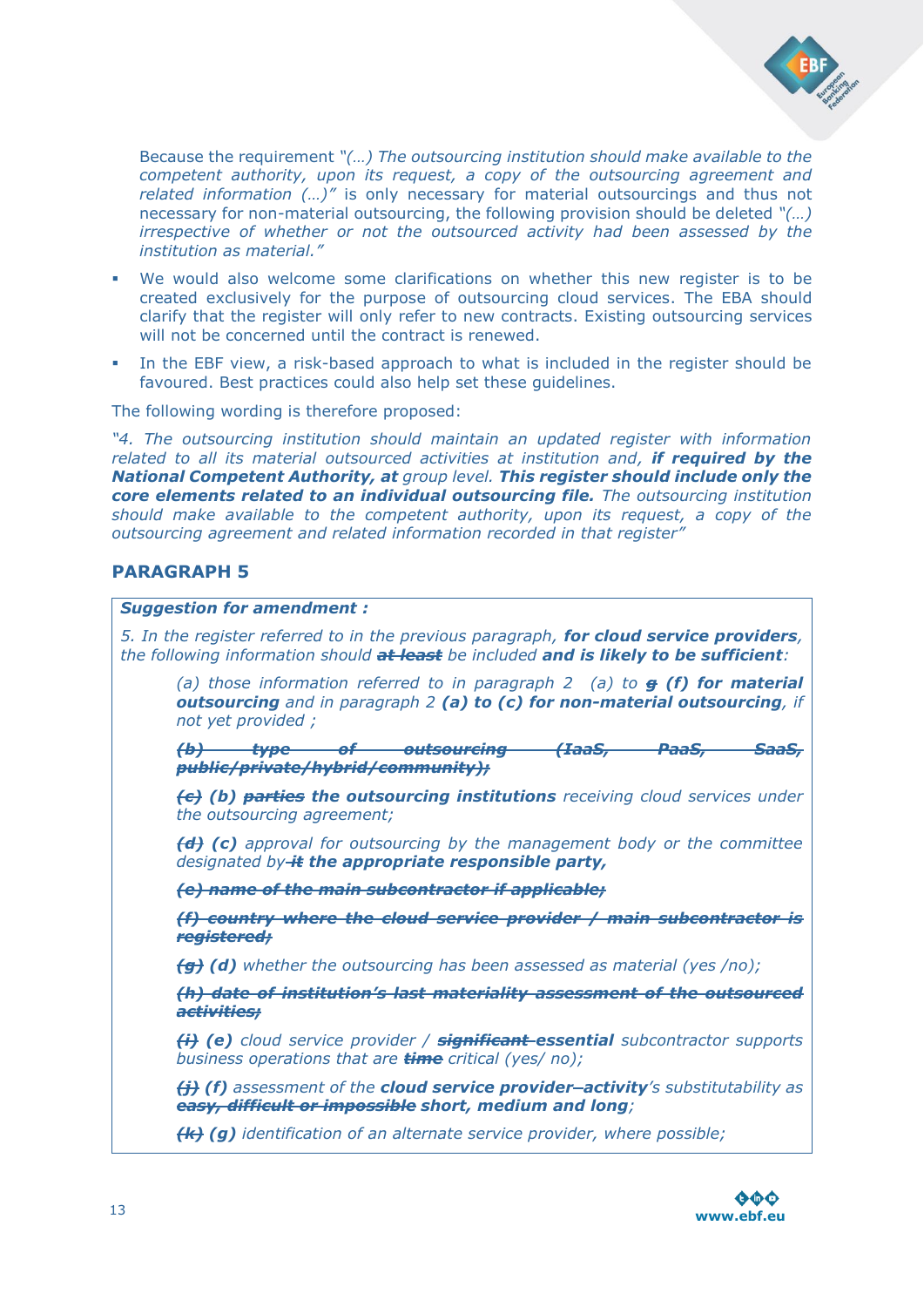Because the requirement *"(…) The outsourcing institution should make available to the competent authority, upon its request, a copy of the outsourcing agreement and related information (…)"* is only necessary for material outsourcings and thus not necessary for non-material outsourcing, the following provision should be deleted *"(…) irrespective of whether or not the outsourced activity had been assessed by the institution as material."*

- We would also welcome some clarifications on whether this new register is to be created exclusively for the purpose of outsourcing cloud services. The EBA should clarify that the register will only refer to new contracts. Existing outsourcing services will not be concerned until the contract is renewed.
- In the EBF view, a risk-based approach to what is included in the register should be favoured. Best practices could also help set these guidelines.

The following wording is therefore proposed:

*"4. The outsourcing institution should maintain an updated register with information related to all its material outsourced activities at institution and,* ***if required by the National Competent Authority, at*** *group level.* ***This register should include only the core elements related to an individual outsourcing file.*** *The outsourcing institution should make available to the competent authority, upon its request, a copy of the outsourcing agreement and related information recorded in that register"*

## PARAGRAPH 5

***Suggestion for amendment :***

*5. In the register referred to in the previous paragraph,* ***for cloud service providers****, the following information should* ~~***at least***~~ *be included* ***and is likely to be sufficient****:*

> *(a) those information referred to in paragraph 2 (a) to* ~~***g***~~ ***(f) for material outsourcing*** *and in paragraph 2* ***(a) to (c) for non-material outsourcing****, if not yet provided ;*
>
> ~~***(b) type of outsourcing (IaaS, PaaS, SaaS, public/private/hybrid/community);***~~
>
> ~~***(c)***~~ ***(b)*** ~~***parties***~~ ***the outsourcing institutions*** *receiving cloud services under the outsourcing agreement;*
>
> ~~***(d)***~~ ***(c)*** *approval for outsourcing by the management body or the committee designated by* ~~***it***~~ ***the appropriate responsible party,***
>
> ~~***(e) name of the main subcontractor if applicable;***~~
>
> ~~***(f) country where the cloud service provider / main subcontractor is registered;***~~
>
> ~~***(g)***~~ ***(d)*** *whether the outsourcing has been assessed as material (yes /no);*
>
> ~~***(h) date of institution's last materiality assessment of the outsourced activities;***~~
>
> ~~***(i)***~~ ***(e)*** *cloud service provider /* ~~***significant***~~ ***essential*** *subcontractor supports business operations that are* ~~***time***~~ *critical (yes/ no);*
>
> ~~***(j)***~~ ***(f)*** *assessment of the* ***cloud service provider–activity****'s substitutability as* ~~***easy, difficult or impossible***~~ ***short, medium and long****;*
>
> ~~***(k)***~~ ***(g)*** *identification of an alternate service provider, where possible;*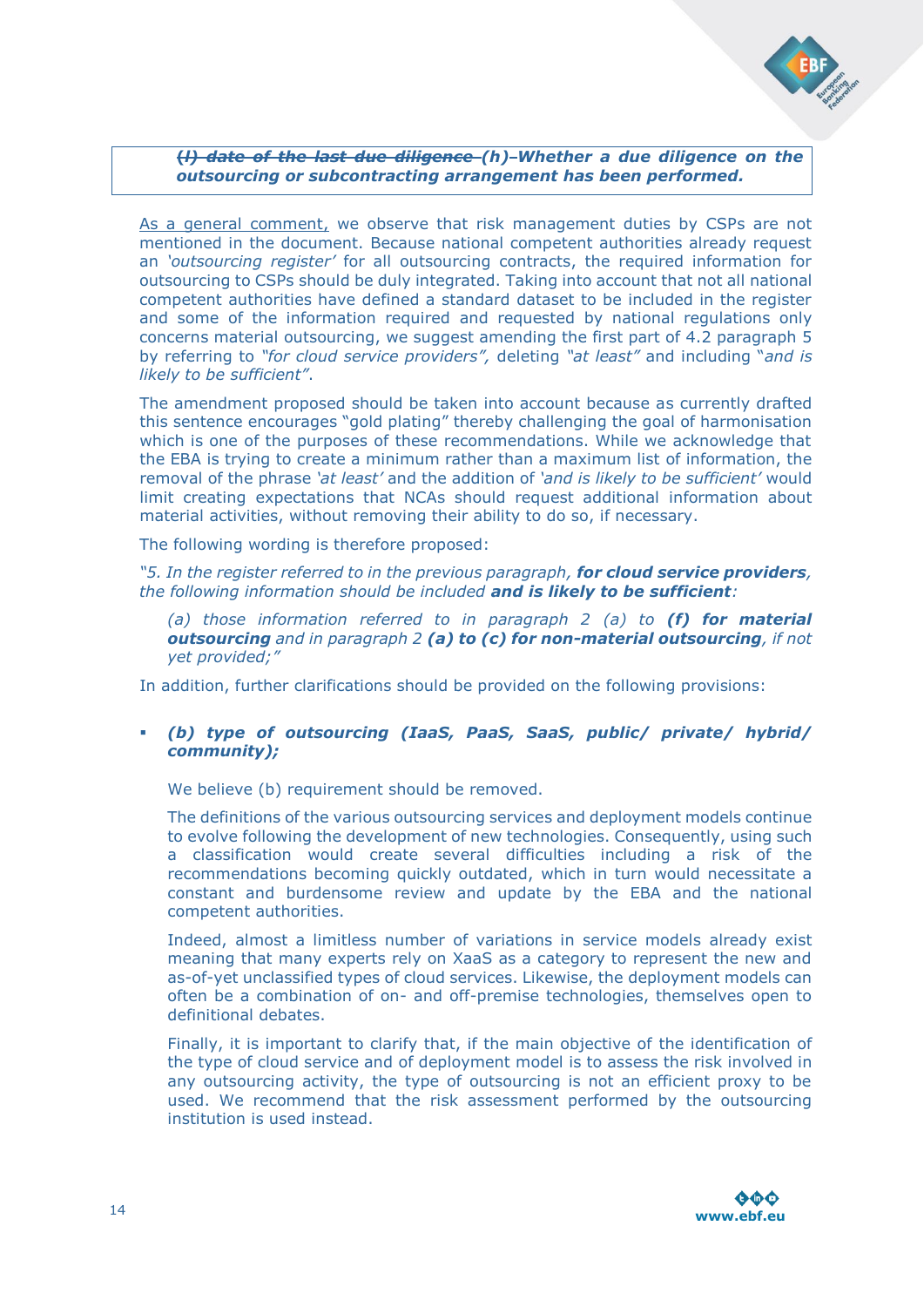> ~~*(l) date of the last due diligence*~~ ***(h) Whether a due diligence on the outsourcing or subcontracting arrangement has been performed.***

As a general comment, we observe that risk management duties by CSPs are not mentioned in the document. Because national competent authorities already request an *'outsourcing register'* for all outsourcing contracts, the required information for outsourcing to CSPs should be duly integrated. Taking into account that not all national competent authorities have defined a standard dataset to be included in the register and some of the information required and requested by national regulations only concerns material outsourcing, we suggest amending the first part of 4.2 paragraph 5 by referring to *"for cloud service providers",* deleting *"at least"* and including "*and is likely to be sufficient"*.

The amendment proposed should be taken into account because as currently drafted this sentence encourages "gold plating" thereby challenging the goal of harmonisation which is one of the purposes of these recommendations. While we acknowledge that the EBA is trying to create a minimum rather than a maximum list of information, the removal of the phrase *'at least'* and the addition of *'and is likely to be sufficient'* would limit creating expectations that NCAs should request additional information about material activities, without removing their ability to do so, if necessary.

The following wording is therefore proposed:

*"5. In the register referred to in the previous paragraph, **for cloud service providers**, the following information should be included **and is likely to be sufficient**:*

> *(a) those information referred to in paragraph 2 (a) to **(f) for material outsourcing** and in paragraph 2 **(a) to (c) for non-material outsourcing**, if not yet provided;"*

In addition, further clarifications should be provided on the following provisions:

- ***(b) type of outsourcing (IaaS, PaaS, SaaS, public/ private/ hybrid/ community);***

  We believe (b) requirement should be removed.

  The definitions of the various outsourcing services and deployment models continue to evolve following the development of new technologies. Consequently, using such a classification would create several difficulties including a risk of the recommendations becoming quickly outdated, which in turn would necessitate a constant and burdensome review and update by the EBA and the national competent authorities.

  Indeed, almost a limitless number of variations in service models already exist meaning that many experts rely on XaaS as a category to represent the new and as-of-yet unclassified types of cloud services. Likewise, the deployment models can often be a combination of on- and off-premise technologies, themselves open to definitional debates.

  Finally, it is important to clarify that, if the main objective of the identification of the type of cloud service and of deployment model is to assess the risk involved in any outsourcing activity, the type of outsourcing is not an efficient proxy to be used. We recommend that the risk assessment performed by the outsourcing institution is used instead.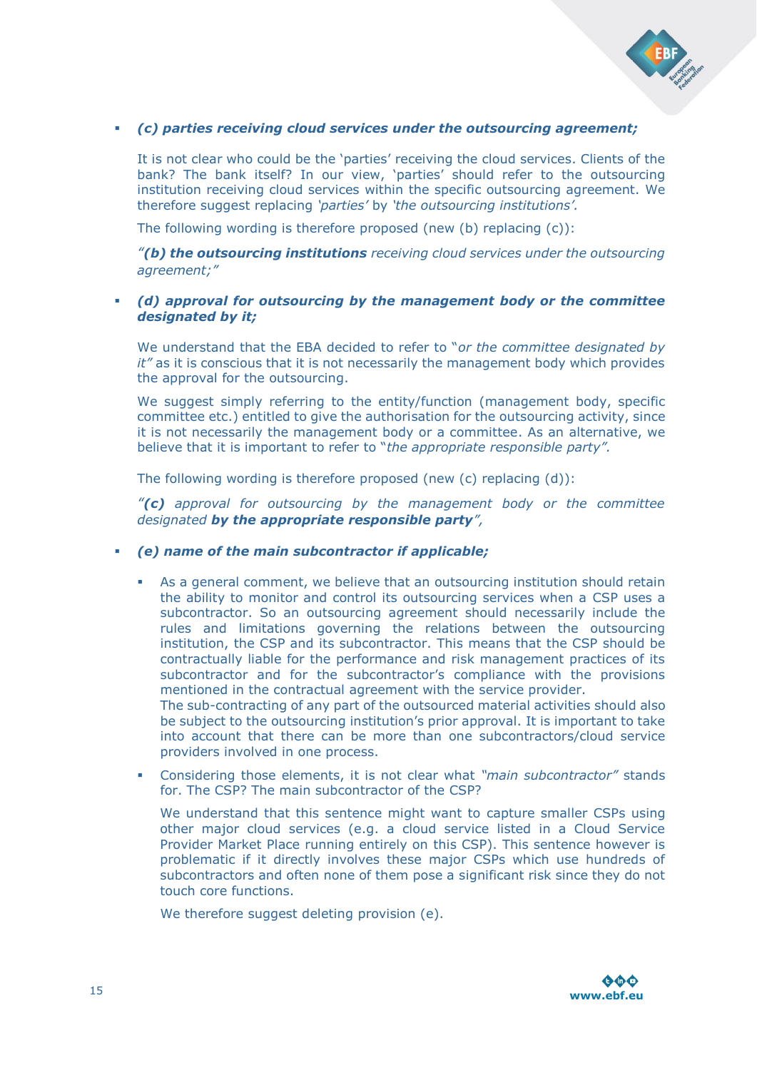- ***(c) parties receiving cloud services under the outsourcing agreement;***

  It is not clear who could be the 'parties' receiving the cloud services. Clients of the bank? The bank itself? In our view, 'parties' should refer to the outsourcing institution receiving cloud services within the specific outsourcing agreement. We therefore suggest replacing *'parties'* by *'the outsourcing institutions'.*

  The following wording is therefore proposed (new (b) replacing (c)):

  *"**(b) the outsourcing institutions** receiving cloud services under the outsourcing agreement;"*

- ***(d) approval for outsourcing by the management body or the committee designated by it;***

  We understand that the EBA decided to refer to "*or the committee designated by it"* as it is conscious that it is not necessarily the management body which provides the approval for the outsourcing.

  We suggest simply referring to the entity/function (management body, specific committee etc.) entitled to give the authorisation for the outsourcing activity, since it is not necessarily the management body or a committee. As an alternative, we believe that it is important to refer to "*the appropriate responsible party".*

  The following wording is therefore proposed (new (c) replacing (d)):

  *"**(c)** approval for outsourcing by the management body or the committee designated **by the appropriate responsible party**",*

- ***(e) name of the main subcontractor if applicable;***

  - As a general comment, we believe that an outsourcing institution should retain the ability to monitor and control its outsourcing services when a CSP uses a subcontractor. So an outsourcing agreement should necessarily include the rules and limitations governing the relations between the outsourcing institution, the CSP and its subcontractor. This means that the CSP should be contractually liable for the performance and risk management practices of its subcontractor and for the subcontractor's compliance with the provisions mentioned in the contractual agreement with the service provider.
    The sub-contracting of any part of the outsourced material activities should also be subject to the outsourcing institution's prior approval. It is important to take into account that there can be more than one subcontractors/cloud service providers involved in one process.
  - Considering those elements, it is not clear what *"main subcontractor"* stands for. The CSP? The main subcontractor of the CSP?

    We understand that this sentence might want to capture smaller CSPs using other major cloud services (e.g. a cloud service listed in a Cloud Service Provider Market Place running entirely on this CSP). This sentence however is problematic if it directly involves these major CSPs which use hundreds of subcontractors and often none of them pose a significant risk since they do not touch core functions.

    We therefore suggest deleting provision (e).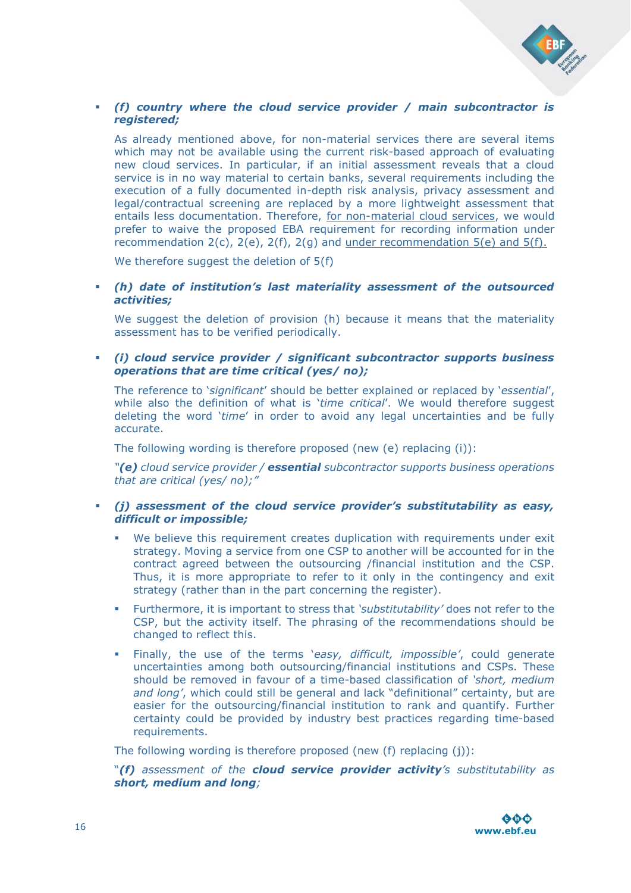- ***(f) country where the cloud service provider / main subcontractor is registered;***

  As already mentioned above, for non-material services there are several items which may not be available using the current risk-based approach of evaluating new cloud services. In particular, if an initial assessment reveals that a cloud service is in no way material to certain banks, several requirements including the execution of a fully documented in-depth risk analysis, privacy assessment and legal/contractual screening are replaced by a more lightweight assessment that entails less documentation. Therefore, <u>for non-material cloud services</u>, we would prefer to waive the proposed EBA requirement for recording information under recommendation 2(c), 2(e), 2(f), 2(g) and <u>under recommendation 5(e) and 5(f).</u>

  We therefore suggest the deletion of 5(f)

- ***(h) date of institution's last materiality assessment of the outsourced activities;***

  We suggest the deletion of provision (h) because it means that the materiality assessment has to be verified periodically.

- ***(i) cloud service provider / significant subcontractor supports business operations that are time critical (yes/ no);***

  The reference to '*significant*' should be better explained or replaced by '*essential*', while also the definition of what is '*time critical*'. We would therefore suggest deleting the word '*time*' in order to avoid any legal uncertainties and be fully accurate.

  The following wording is therefore proposed (new (e) replacing (i)):

  *"**(e)** cloud service provider / **essential** subcontractor supports business operations that are critical (yes/ no);"*

- ***(j) assessment of the cloud service provider's substitutability as easy, difficult or impossible;***

  - We believe this requirement creates duplication with requirements under exit strategy. Moving a service from one CSP to another will be accounted for in the contract agreed between the outsourcing /financial institution and the CSP. Thus, it is more appropriate to refer to it only in the contingency and exit strategy (rather than in the part concerning the register).
  - Furthermore, it is important to stress that *'substitutability'* does not refer to the CSP, but the activity itself. The phrasing of the recommendations should be changed to reflect this.
  - Finally, the use of the terms '*easy, difficult, impossible'*, could generate uncertainties among both outsourcing/financial institutions and CSPs. These should be removed in favour of a time-based classification of *'short, medium and long'*, which could still be general and lack "definitional" certainty, but are easier for the outsourcing/financial institution to rank and quantify. Further certainty could be provided by industry best practices regarding time-based requirements.

  The following wording is therefore proposed (new (f) replacing (j)):

  "***(f)*** *assessment of the* ***cloud service provider activity****'s substitutability as* ***short, medium and long****;*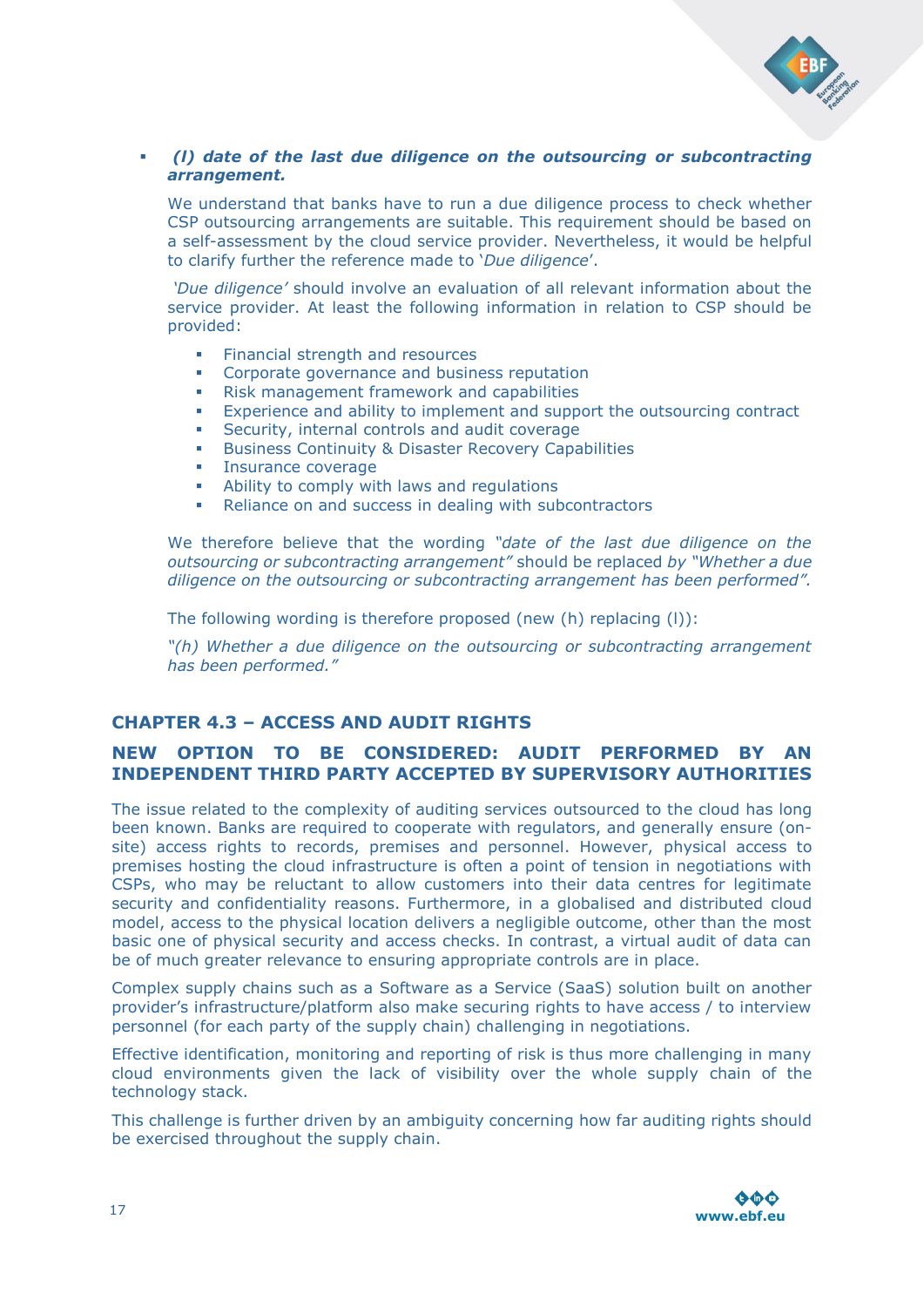- ***(l) date of the last due diligence on the outsourcing or subcontracting arrangement.***

  We understand that banks have to run a due diligence process to check whether CSP outsourcing arrangements are suitable. This requirement should be based on a self-assessment by the cloud service provider. Nevertheless, it would be helpful to clarify further the reference made to '*Due diligence*'.

  '*Due diligence'* should involve an evaluation of all relevant information about the service provider. At least the following information in relation to CSP should be provided:

  - Financial strength and resources
  - Corporate governance and business reputation
  - Risk management framework and capabilities
  - Experience and ability to implement and support the outsourcing contract
  - Security, internal controls and audit coverage
  - Business Continuity & Disaster Recovery Capabilities
  - Insurance coverage
  - Ability to comply with laws and regulations
  - Reliance on and success in dealing with subcontractors

  We therefore believe that the wording *"date of the last due diligence on the outsourcing or subcontracting arrangement"* should be replaced *by "Whether a due diligence on the outsourcing or subcontracting arrangement has been performed".*

  The following wording is therefore proposed (new (h) replacing (l)):

  *"(h) Whether a due diligence on the outsourcing or subcontracting arrangement has been performed."*

## CHAPTER 4.3 – ACCESS AND AUDIT RIGHTS

### NEW OPTION TO BE CONSIDERED: AUDIT PERFORMED BY AN INDEPENDENT THIRD PARTY ACCEPTED BY SUPERVISORY AUTHORITIES

The issue related to the complexity of auditing services outsourced to the cloud has long been known. Banks are required to cooperate with regulators, and generally ensure (on-site) access rights to records, premises and personnel. However, physical access to premises hosting the cloud infrastructure is often a point of tension in negotiations with CSPs, who may be reluctant to allow customers into their data centres for legitimate security and confidentiality reasons. Furthermore, in a globalised and distributed cloud model, access to the physical location delivers a negligible outcome, other than the most basic one of physical security and access checks. In contrast, a virtual audit of data can be of much greater relevance to ensuring appropriate controls are in place.

Complex supply chains such as a Software as a Service (SaaS) solution built on another provider's infrastructure/platform also make securing rights to have access / to interview personnel (for each party of the supply chain) challenging in negotiations.

Effective identification, monitoring and reporting of risk is thus more challenging in many cloud environments given the lack of visibility over the whole supply chain of the technology stack.

This challenge is further driven by an ambiguity concerning how far auditing rights should be exercised throughout the supply chain.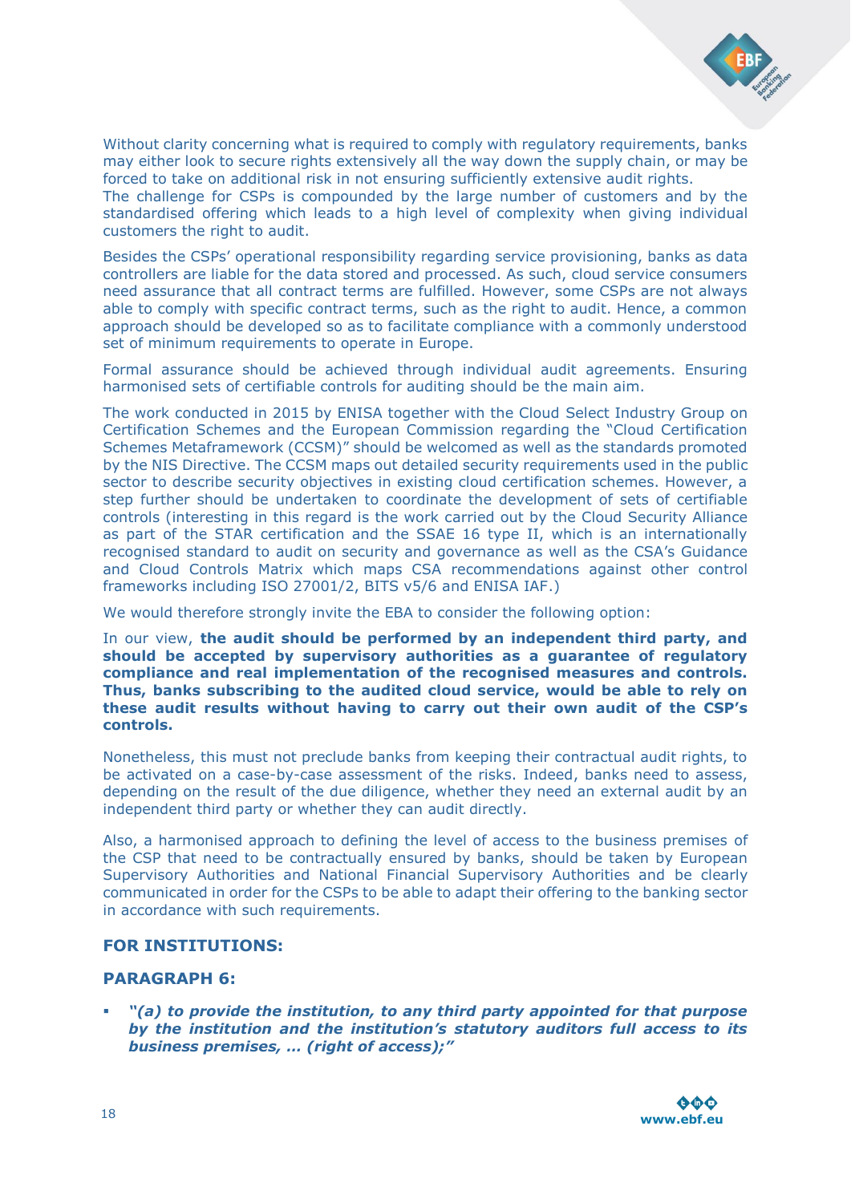Without clarity concerning what is required to comply with regulatory requirements, banks may either look to secure rights extensively all the way down the supply chain, or may be forced to take on additional risk in not ensuring sufficiently extensive audit rights.
The challenge for CSPs is compounded by the large number of customers and by the standardised offering which leads to a high level of complexity when giving individual customers the right to audit.

Besides the CSPs' operational responsibility regarding service provisioning, banks as data controllers are liable for the data stored and processed. As such, cloud service consumers need assurance that all contract terms are fulfilled. However, some CSPs are not always able to comply with specific contract terms, such as the right to audit. Hence, a common approach should be developed so as to facilitate compliance with a commonly understood set of minimum requirements to operate in Europe.

Formal assurance should be achieved through individual audit agreements. Ensuring harmonised sets of certifiable controls for auditing should be the main aim.

The work conducted in 2015 by ENISA together with the Cloud Select Industry Group on Certification Schemes and the European Commission regarding the "Cloud Certification Schemes Metaframework (CCSM)" should be welcomed as well as the standards promoted by the NIS Directive. The CCSM maps out detailed security requirements used in the public sector to describe security objectives in existing cloud certification schemes. However, a step further should be undertaken to coordinate the development of sets of certifiable controls (interesting in this regard is the work carried out by the Cloud Security Alliance as part of the STAR certification and the SSAE 16 type II, which is an internationally recognised standard to audit on security and governance as well as the CSA's Guidance and Cloud Controls Matrix which maps CSA recommendations against other control frameworks including ISO 27001/2, BITS v5/6 and ENISA IAF.)

We would therefore strongly invite the EBA to consider the following option:

In our view, **the audit should be performed by an independent third party, and should be accepted by supervisory authorities as a guarantee of regulatory compliance and real implementation of the recognised measures and controls. Thus, banks subscribing to the audited cloud service, would be able to rely on these audit results without having to carry out their own audit of the CSP's controls.**

Nonetheless, this must not preclude banks from keeping their contractual audit rights, to be activated on a case-by-case assessment of the risks. Indeed, banks need to assess, depending on the result of the due diligence, whether they need an external audit by an independent third party or whether they can audit directly.

Also, a harmonised approach to defining the level of access to the business premises of the CSP that need to be contractually ensured by banks, should be taken by European Supervisory Authorities and National Financial Supervisory Authorities and be clearly communicated in order for the CSPs to be able to adapt their offering to the banking sector in accordance with such requirements.

### FOR INSTITUTIONS:

### PARAGRAPH 6:

- ***"(a) to provide the institution, to any third party appointed for that purpose by the institution and the institution's statutory auditors full access to its business premises, … (right of access);"***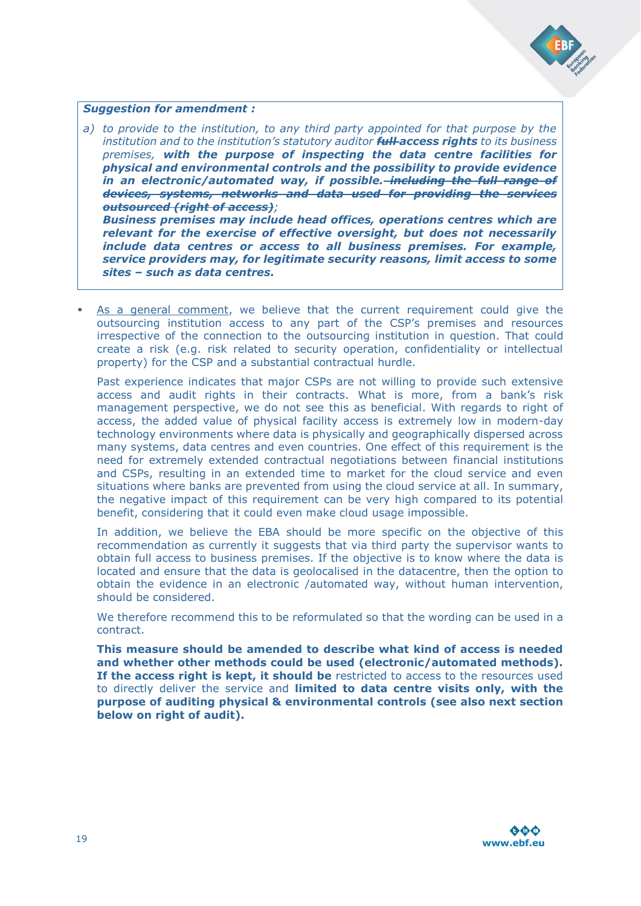***Suggestion for amendment :***

*a) to provide to the institution, to any third party appointed for that purpose by the institution and to the institution's statutory auditor **~~full~~ access rights** to its business premises, **with the purpose of inspecting the data centre facilities for physical and environmental controls and the possibility to provide evidence in an electronic/automated way, if possible.** ~~including the full range of devices, systems, networks and data used for providing the services outsourced (right of access)~~;*

***Business premises may include head offices, operations centres which are relevant for the exercise of effective oversight, but does not necessarily include data centres or access to all business premises. For example, service providers may, for legitimate security reasons, limit access to some sites – such as data centres.***

- As a general comment, we believe that the current requirement could give the outsourcing institution access to any part of the CSP's premises and resources irrespective of the connection to the outsourcing institution in question. That could create a risk (e.g. risk related to security operation, confidentiality or intellectual property) for the CSP and a substantial contractual hurdle.

  Past experience indicates that major CSPs are not willing to provide such extensive access and audit rights in their contracts. What is more, from a bank's risk management perspective, we do not see this as beneficial. With regards to right of access, the added value of physical facility access is extremely low in modern-day technology environments where data is physically and geographically dispersed across many systems, data centres and even countries. One effect of this requirement is the need for extremely extended contractual negotiations between financial institutions and CSPs, resulting in an extended time to market for the cloud service and even situations where banks are prevented from using the cloud service at all. In summary, the negative impact of this requirement can be very high compared to its potential benefit, considering that it could even make cloud usage impossible.

  In addition, we believe the EBA should be more specific on the objective of this recommendation as currently it suggests that via third party the supervisor wants to obtain full access to business premises. If the objective is to know where the data is located and ensure that the data is geolocalised in the datacentre, then the option to obtain the evidence in an electronic /automated way, without human intervention, should be considered.

  We therefore recommend this to be reformulated so that the wording can be used in a contract.

  **This measure should be amended to describe what kind of access is needed and whether other methods could be used (electronic/automated methods). If the access right is kept, it should be** restricted to access to the resources used to directly deliver the service and **limited to data centre visits only, with the purpose of auditing physical & environmental controls (see also next section below on right of audit).**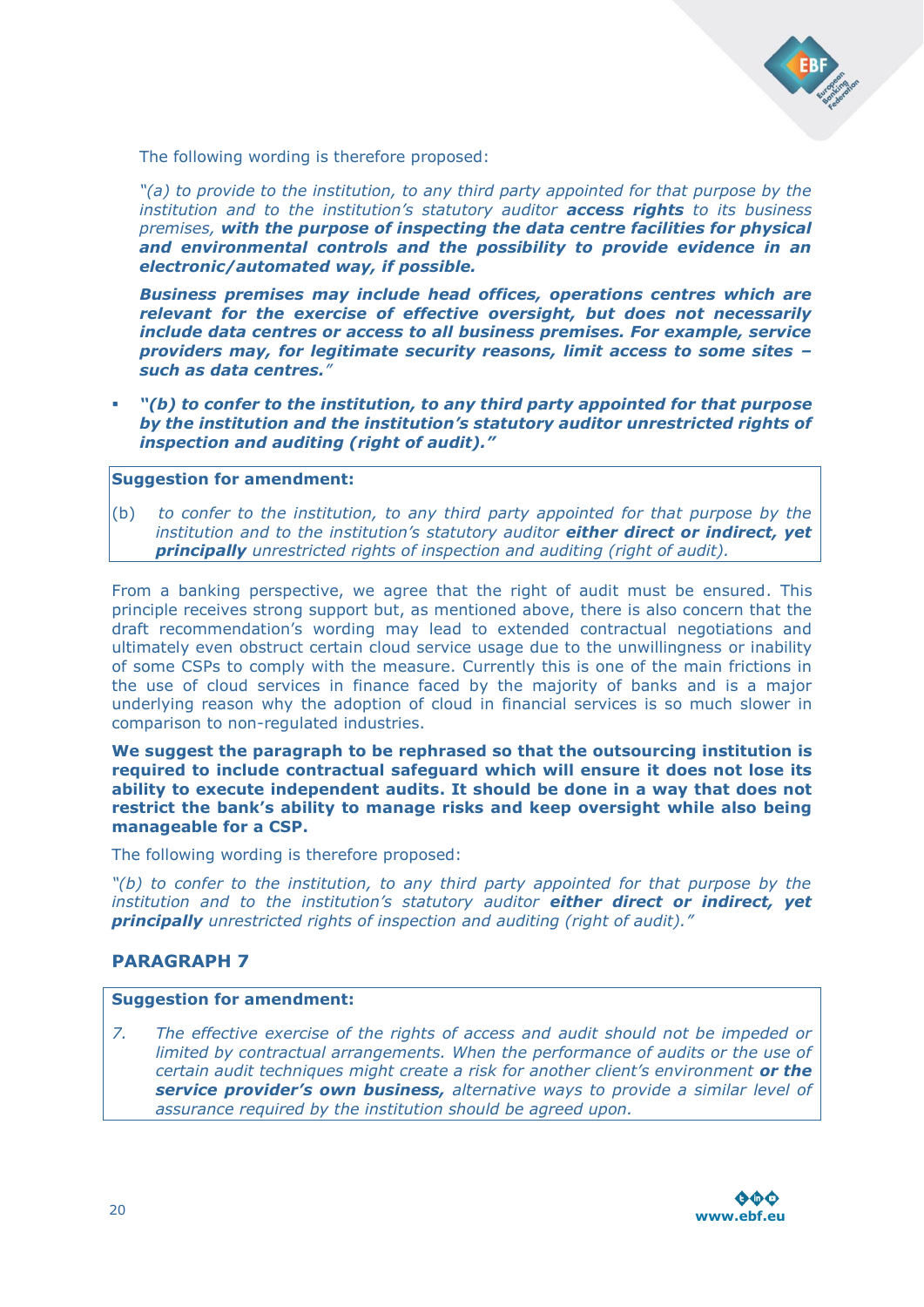The following wording is therefore proposed:

*"(a) to provide to the institution, to any third party appointed for that purpose by the institution and to the institution's statutory auditor* ***access rights*** *to its business premises,* ***with the purpose of inspecting the data centre facilities for physical and environmental controls and the possibility to provide evidence in an electronic/automated way, if possible.***

***Business premises may include head offices, operations centres which are relevant for the exercise of effective oversight, but does not necessarily include data centres or access to all business premises. For example, service providers may, for legitimate security reasons, limit access to some sites – such as data centres.****"*

- ***"(b) to confer to the institution, to any third party appointed for that purpose by the institution and the institution's statutory auditor unrestricted rights of inspection and auditing (right of audit)."***

> **Suggestion for amendment:**
>
> (b) *to confer to the institution, to any third party appointed for that purpose by the institution and to the institution's statutory auditor* ***either direct or indirect, yet principally*** *unrestricted rights of inspection and auditing (right of audit).*

From a banking perspective, we agree that the right of audit must be ensured. This principle receives strong support but, as mentioned above, there is also concern that the draft recommendation's wording may lead to extended contractual negotiations and ultimately even obstruct certain cloud service usage due to the unwillingness or inability of some CSPs to comply with the measure. Currently this is one of the main frictions in the use of cloud services in finance faced by the majority of banks and is a major underlying reason why the adoption of cloud in financial services is so much slower in comparison to non-regulated industries.

**We suggest the paragraph to be rephrased so that the outsourcing institution is required to include contractual safeguard which will ensure it does not lose its ability to execute independent audits. It should be done in a way that does not restrict the bank's ability to manage risks and keep oversight while also being manageable for a CSP.**

The following wording is therefore proposed:

*"(b) to confer to the institution, to any third party appointed for that purpose by the institution and to the institution's statutory auditor* ***either direct or indirect, yet principally*** *unrestricted rights of inspection and auditing (right of audit)."*

## PARAGRAPH 7

> **Suggestion for amendment:**
>
> 7. *The effective exercise of the rights of access and audit should not be impeded or limited by contractual arrangements. When the performance of audits or the use of certain audit techniques might create a risk for another client's environment* ***or the service provider's own business,*** *alternative ways to provide a similar level of assurance required by the institution should be agreed upon.*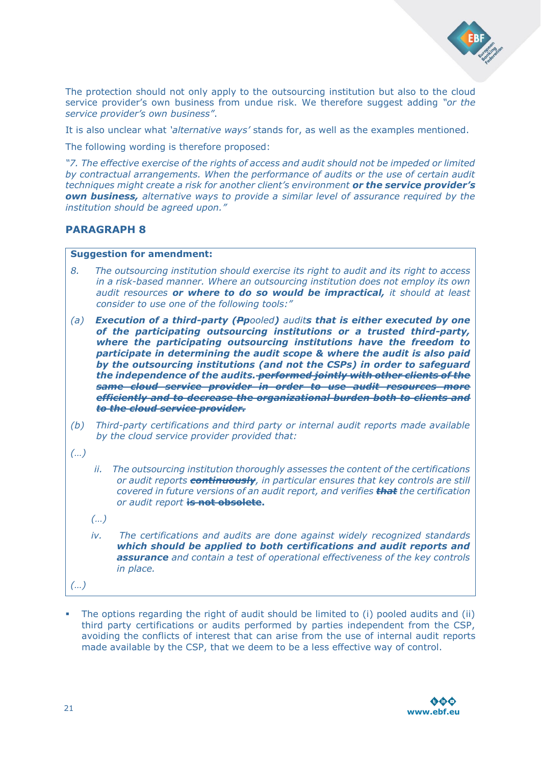The protection should not only apply to the outsourcing institution but also to the cloud service provider's own business from undue risk. We therefore suggest adding *"or the service provider's own business"*.

It is also unclear what *'alternative ways'* stands for, as well as the examples mentioned.

The following wording is therefore proposed:

*"7. The effective exercise of the rights of access and audit should not be impeded or limited by contractual arrangements. When the performance of audits or the use of certain audit techniques might create a risk for another client's environment* ***or the service provider's own business,*** *alternative ways to provide a similar level of assurance required by the institution should be agreed upon."*

## PARAGRAPH 8

**Suggestion for amendment:**

*8. The outsourcing institution should exercise its right to audit and its right to access in a risk-based manner. Where an outsourcing institution does not employ its own audit resources* ***or where to do so would be impractical,*** *it should at least consider to use one of the following tools:"*

*(a)* ***Execution of a third-party (~~P~~****pooled***) audit****s* ***that is either executed by one of the participating outsourcing institutions or a trusted third-party, where the participating outsourcing institutions have the freedom to participate in determining the audit scope & where the audit is also paid by the outsourcing institutions (and not the CSPs) in order to safeguard the independence of the audits.*** ***~~performed jointly with other clients of the same cloud service provider in order to use audit resources more efficiently and to decrease the organizational burden both to clients and to the cloud service provider.~~***

*(b) Third-party certifications and third party or internal audit reports made available by the cloud service provider provided that:*

*(…)*

*ii. The outsourcing institution thoroughly assesses the content of the certifications or audit reports* ***~~continuously~~****, in particular ensures that key controls are still covered in future versions of an audit report, and verifies* ***~~that~~*** *the certification or audit report* **~~is not obsolete~~.**

*(…)*

*iv. The certifications and audits are done against widely recognized standards* ***which should be applied to both certifications and audit reports and assurance*** *and contain a test of operational effectiveness of the key controls in place.*

*(…)*

- The options regarding the right of audit should be limited to (i) pooled audits and (ii) third party certifications or audits performed by parties independent from the CSP, avoiding the conflicts of interest that can arise from the use of internal audit reports made available by the CSP, that we deem to be a less effective way of control.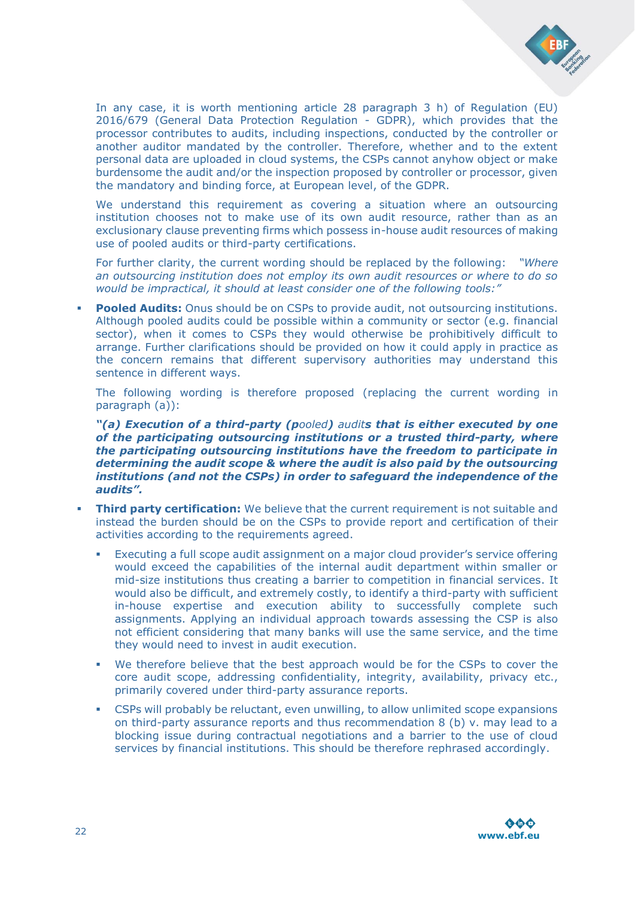In any case, it is worth mentioning article 28 paragraph 3 h) of Regulation (EU) 2016/679 (General Data Protection Regulation - GDPR), which provides that the processor contributes to audits, including inspections, conducted by the controller or another auditor mandated by the controller. Therefore, whether and to the extent personal data are uploaded in cloud systems, the CSPs cannot anyhow object or make burdensome the audit and/or the inspection proposed by controller or processor, given the mandatory and binding force, at European level, of the GDPR.

We understand this requirement as covering a situation where an outsourcing institution chooses not to make use of its own audit resource, rather than as an exclusionary clause preventing firms which possess in-house audit resources of making use of pooled audits or third-party certifications.

For further clarity, the current wording should be replaced by the following: *"Where an outsourcing institution does not employ its own audit resources or where to do so would be impractical, it should at least consider one of the following tools:"*

- **Pooled Audits:** Onus should be on CSPs to provide audit, not outsourcing institutions. Although pooled audits could be possible within a community or sector (e.g. financial sector), when it comes to CSPs they would otherwise be prohibitively difficult to arrange. Further clarifications should be provided on how it could apply in practice as the concern remains that different supervisory authorities may understand this sentence in different ways.

  The following wording is therefore proposed (replacing the current wording in paragraph (a)):

  ***"(a) Execution of a third-party (p**ooled**) audit**s **that is either executed by one of the participating outsourcing institutions or a trusted third-party, where the participating outsourcing institutions have the freedom to participate in determining the audit scope & where the audit is also paid by the outsourcing institutions (and not the CSPs) in order to safeguard the independence of the audits".***

- **Third party certification:** We believe that the current requirement is not suitable and instead the burden should be on the CSPs to provide report and certification of their activities according to the requirements agreed.
  - Executing a full scope audit assignment on a major cloud provider's service offering would exceed the capabilities of the internal audit department within smaller or mid-size institutions thus creating a barrier to competition in financial services. It would also be difficult, and extremely costly, to identify a third-party with sufficient in-house expertise and execution ability to successfully complete such assignments. Applying an individual approach towards assessing the CSP is also not efficient considering that many banks will use the same service, and the time they would need to invest in audit execution.
  - We therefore believe that the best approach would be for the CSPs to cover the core audit scope, addressing confidentiality, integrity, availability, privacy etc., primarily covered under third-party assurance reports.
  - CSPs will probably be reluctant, even unwilling, to allow unlimited scope expansions on third-party assurance reports and thus recommendation 8 (b) v. may lead to a blocking issue during contractual negotiations and a barrier to the use of cloud services by financial institutions. This should be therefore rephrased accordingly.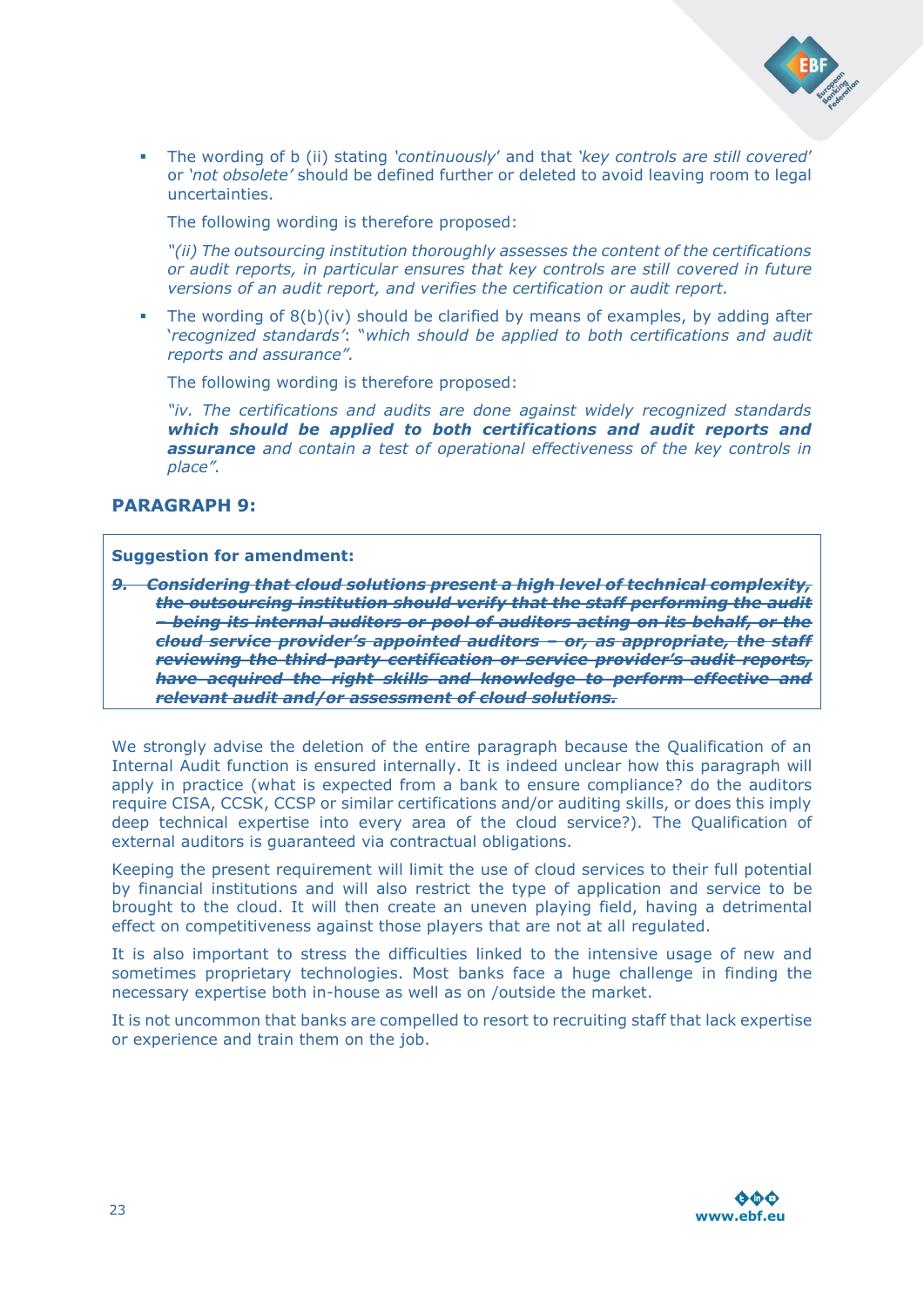- The wording of b (ii) stating *'continuously'* and that *'key controls are still covered'* or *'not obsolete'* should be defined further or deleted to avoid leaving room to legal uncertainties.

  The following wording is therefore proposed:

  *"(ii) The outsourcing institution thoroughly assesses the content of the certifications or audit reports, in particular ensures that key controls are still covered in future versions of an audit report, and verifies the certification or audit report.*

- The wording of 8(b)(iv) should be clarified by means of examples, by adding after '*recognized standards'*: "*which should be applied to both certifications and audit reports and assurance".*

  The following wording is therefore proposed:

  *"iv. The certifications and audits are done against widely recognized standards* ***which should be applied to both certifications and audit reports and assurance*** *and contain a test of operational effectiveness of the key controls in place".*

## PARAGRAPH 9:

**Suggestion for amendment:**

***~~9. Considering that cloud solutions present a high level of technical complexity, the outsourcing institution should verify that the staff performing the audit – being its internal auditors or pool of auditors acting on its behalf, or the cloud service provider's appointed auditors – or, as appropriate, the staff reviewing the third-party certification or service provider's audit reports, have acquired the right skills and knowledge to perform effective and relevant audit and/or assessment of cloud solutions.~~***

We strongly advise the deletion of the entire paragraph because the Qualification of an Internal Audit function is ensured internally. It is indeed unclear how this paragraph will apply in practice (what is expected from a bank to ensure compliance? do the auditors require CISA, CCSK, CCSP or similar certifications and/or auditing skills, or does this imply deep technical expertise into every area of the cloud service?). The Qualification of external auditors is guaranteed via contractual obligations.

Keeping the present requirement will limit the use of cloud services to their full potential by financial institutions and will also restrict the type of application and service to be brought to the cloud. It will then create an uneven playing field, having a detrimental effect on competitiveness against those players that are not at all regulated.

It is also important to stress the difficulties linked to the intensive usage of new and sometimes proprietary technologies. Most banks face a huge challenge in finding the necessary expertise both in-house as well as on /outside the market.

It is not uncommon that banks are compelled to resort to recruiting staff that lack expertise or experience and train them on the job.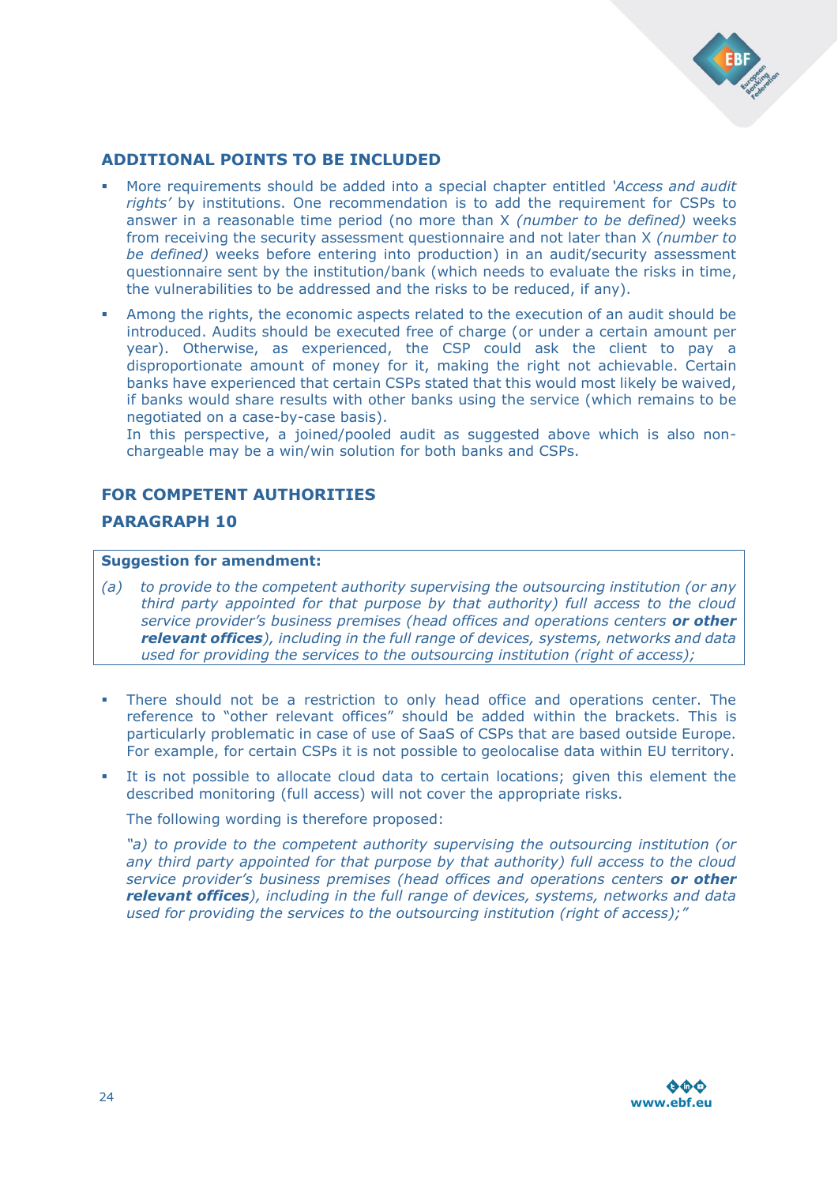## ADDITIONAL POINTS TO BE INCLUDED

- More requirements should be added into a special chapter entitled *'Access and audit rights'* by institutions. One recommendation is to add the requirement for CSPs to answer in a reasonable time period (no more than X *(number to be defined)* weeks from receiving the security assessment questionnaire and not later than X *(number to be defined)* weeks before entering into production) in an audit/security assessment questionnaire sent by the institution/bank (which needs to evaluate the risks in time, the vulnerabilities to be addressed and the risks to be reduced, if any).
- Among the rights, the economic aspects related to the execution of an audit should be introduced. Audits should be executed free of charge (or under a certain amount per year). Otherwise, as experienced, the CSP could ask the client to pay a disproportionate amount of money for it, making the right not achievable. Certain banks have experienced that certain CSPs stated that this would most likely be waived, if banks would share results with other banks using the service (which remains to be negotiated on a case-by-case basis).

  In this perspective, a joined/pooled audit as suggested above which is also non-chargeable may be a win/win solution for both banks and CSPs.

## FOR COMPETENT AUTHORITIES

## PARAGRAPH 10

**Suggestion for amendment:**

*(a) to provide to the competent authority supervising the outsourcing institution (or any third party appointed for that purpose by that authority) full access to the cloud service provider's business premises (head offices and operations centers* ***or other relevant offices****), including in the full range of devices, systems, networks and data used for providing the services to the outsourcing institution (right of access);*

- There should not be a restriction to only head office and operations center. The reference to "other relevant offices" should be added within the brackets. This is particularly problematic in case of use of SaaS of CSPs that are based outside Europe. For example, for certain CSPs it is not possible to geolocalise data within EU territory.
- It is not possible to allocate cloud data to certain locations; given this element the described monitoring (full access) will not cover the appropriate risks.

  The following wording is therefore proposed:

  *"a) to provide to the competent authority supervising the outsourcing institution (or any third party appointed for that purpose by that authority) full access to the cloud service provider's business premises (head offices and operations centers* ***or other relevant offices****), including in the full range of devices, systems, networks and data used for providing the services to the outsourcing institution (right of access);"*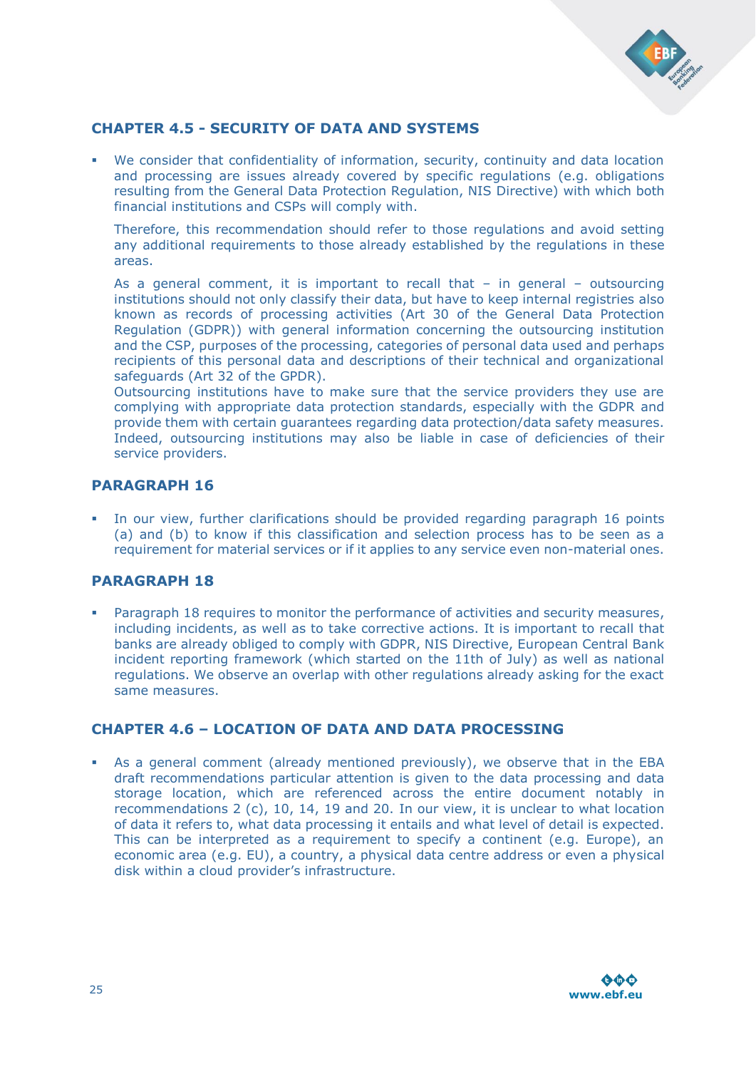## CHAPTER 4.5 - SECURITY OF DATA AND SYSTEMS

- We consider that confidentiality of information, security, continuity and data location and processing are issues already covered by specific regulations (e.g. obligations resulting from the General Data Protection Regulation, NIS Directive) with which both financial institutions and CSPs will comply with.

  Therefore, this recommendation should refer to those regulations and avoid setting any additional requirements to those already established by the regulations in these areas.

  As a general comment, it is important to recall that – in general – outsourcing institutions should not only classify their data, but have to keep internal registries also known as records of processing activities (Art 30 of the General Data Protection Regulation (GDPR)) with general information concerning the outsourcing institution and the CSP, purposes of the processing, categories of personal data used and perhaps recipients of this personal data and descriptions of their technical and organizational safeguards (Art 32 of the GPDR).

  Outsourcing institutions have to make sure that the service providers they use are complying with appropriate data protection standards, especially with the GDPR and provide them with certain guarantees regarding data protection/data safety measures. Indeed, outsourcing institutions may also be liable in case of deficiencies of their service providers.

## PARAGRAPH 16

- In our view, further clarifications should be provided regarding paragraph 16 points (a) and (b) to know if this classification and selection process has to be seen as a requirement for material services or if it applies to any service even non-material ones.

## PARAGRAPH 18

- Paragraph 18 requires to monitor the performance of activities and security measures, including incidents, as well as to take corrective actions. It is important to recall that banks are already obliged to comply with GDPR, NIS Directive, European Central Bank incident reporting framework (which started on the 11th of July) as well as national regulations. We observe an overlap with other regulations already asking for the exact same measures.

## CHAPTER 4.6 – LOCATION OF DATA AND DATA PROCESSING

- As a general comment (already mentioned previously), we observe that in the EBA draft recommendations particular attention is given to the data processing and data storage location, which are referenced across the entire document notably in recommendations 2 (c), 10, 14, 19 and 20. In our view, it is unclear to what location of data it refers to, what data processing it entails and what level of detail is expected. This can be interpreted as a requirement to specify a continent (e.g. Europe), an economic area (e.g. EU), a country, a physical data centre address or even a physical disk within a cloud provider's infrastructure.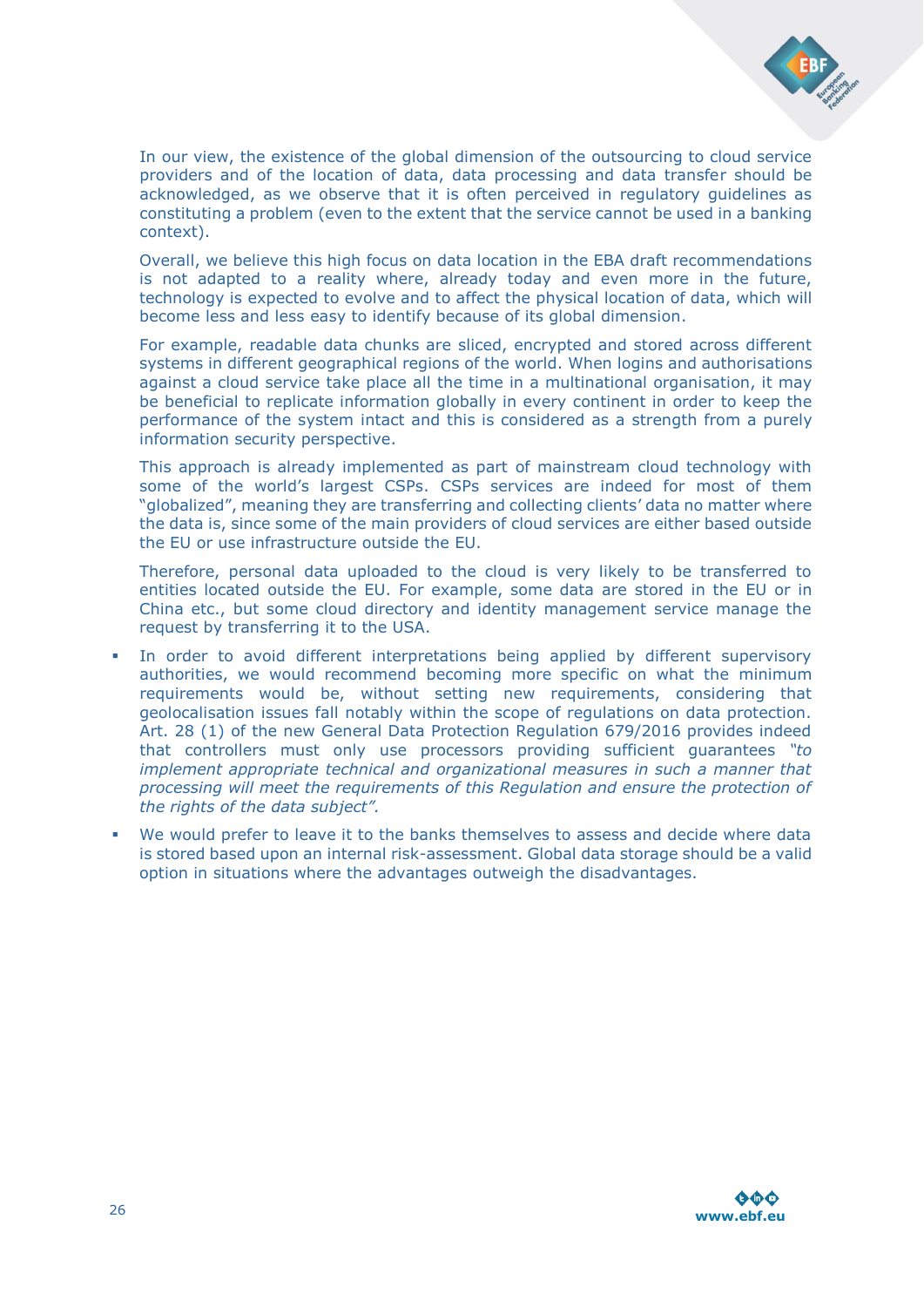In our view, the existence of the global dimension of the outsourcing to cloud service providers and of the location of data, data processing and data transfer should be acknowledged, as we observe that it is often perceived in regulatory guidelines as constituting a problem (even to the extent that the service cannot be used in a banking context).

Overall, we believe this high focus on data location in the EBA draft recommendations is not adapted to a reality where, already today and even more in the future, technology is expected to evolve and to affect the physical location of data, which will become less and less easy to identify because of its global dimension.

For example, readable data chunks are sliced, encrypted and stored across different systems in different geographical regions of the world. When logins and authorisations against a cloud service take place all the time in a multinational organisation, it may be beneficial to replicate information globally in every continent in order to keep the performance of the system intact and this is considered as a strength from a purely information security perspective.

This approach is already implemented as part of mainstream cloud technology with some of the world's largest CSPs. CSPs services are indeed for most of them "globalized", meaning they are transferring and collecting clients' data no matter where the data is, since some of the main providers of cloud services are either based outside the EU or use infrastructure outside the EU.

Therefore, personal data uploaded to the cloud is very likely to be transferred to entities located outside the EU. For example, some data are stored in the EU or in China etc., but some cloud directory and identity management service manage the request by transferring it to the USA.

- In order to avoid different interpretations being applied by different supervisory authorities, we would recommend becoming more specific on what the minimum requirements would be, without setting new requirements, considering that geolocalisation issues fall notably within the scope of regulations on data protection. Art. 28 (1) of the new General Data Protection Regulation 679/2016 provides indeed that controllers must only use processors providing sufficient guarantees *"to implement appropriate technical and organizational measures in such a manner that processing will meet the requirements of this Regulation and ensure the protection of the rights of the data subject".*
- We would prefer to leave it to the banks themselves to assess and decide where data is stored based upon an internal risk-assessment. Global data storage should be a valid option in situations where the advantages outweigh the disadvantages.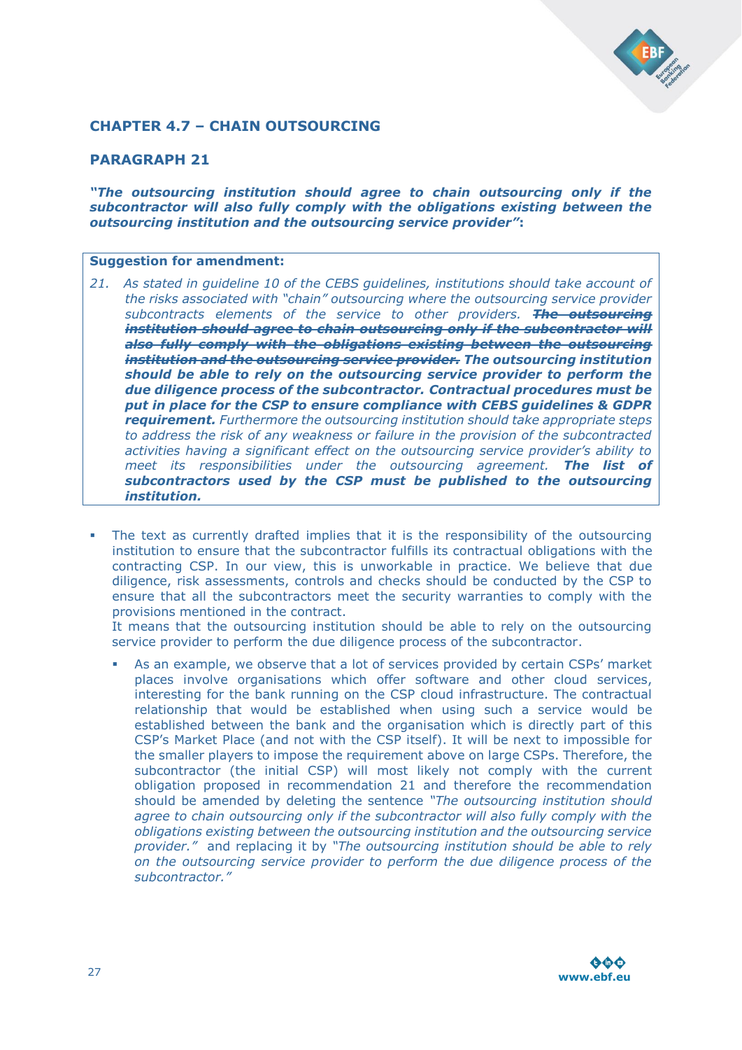## CHAPTER 4.7 – CHAIN OUTSOURCING

### PARAGRAPH 21

***"The outsourcing institution should agree to chain outsourcing only if the subcontractor will also fully comply with the obligations existing between the outsourcing institution and the outsourcing service provider"*:**

**Suggestion for amendment:**

21. *As stated in guideline 10 of the CEBS guidelines, institutions should take account of the risks associated with "chain" outsourcing where the outsourcing service provider subcontracts elements of the service to other providers.* ~~***The outsourcing institution should agree to chain outsourcing only if the subcontractor will also fully comply with the obligations existing between the outsourcing institution and the outsourcing service provider.***~~ ***The outsourcing institution should be able to rely on the outsourcing service provider to perform the due diligence process of the subcontractor. Contractual procedures must be put in place for the CSP to ensure compliance with CEBS guidelines & GDPR requirement.*** *Furthermore the outsourcing institution should take appropriate steps to address the risk of any weakness or failure in the provision of the subcontracted activities having a significant effect on the outsourcing service provider's ability to meet its responsibilities under the outsourcing agreement.* ***The list of subcontractors used by the CSP must be published to the outsourcing institution.***

- The text as currently drafted implies that it is the responsibility of the outsourcing institution to ensure that the subcontractor fulfills its contractual obligations with the contracting CSP. In our view, this is unworkable in practice. We believe that due diligence, risk assessments, controls and checks should be conducted by the CSP to ensure that all the subcontractors meet the security warranties to comply with the provisions mentioned in the contract.
  It means that the outsourcing institution should be able to rely on the outsourcing service provider to perform the due diligence process of the subcontractor.
  - As an example, we observe that a lot of services provided by certain CSPs' market places involve organisations which offer software and other cloud services, interesting for the bank running on the CSP cloud infrastructure. The contractual relationship that would be established when using such a service would be established between the bank and the organisation which is directly part of this CSP's Market Place (and not with the CSP itself). It will be next to impossible for the smaller players to impose the requirement above on large CSPs. Therefore, the subcontractor (the initial CSP) will most likely not comply with the current obligation proposed in recommendation 21 and therefore the recommendation should be amended by deleting the sentence *"The outsourcing institution should agree to chain outsourcing only if the subcontractor will also fully comply with the obligations existing between the outsourcing institution and the outsourcing service provider."* and replacing it by *"The outsourcing institution should be able to rely on the outsourcing service provider to perform the due diligence process of the subcontractor."*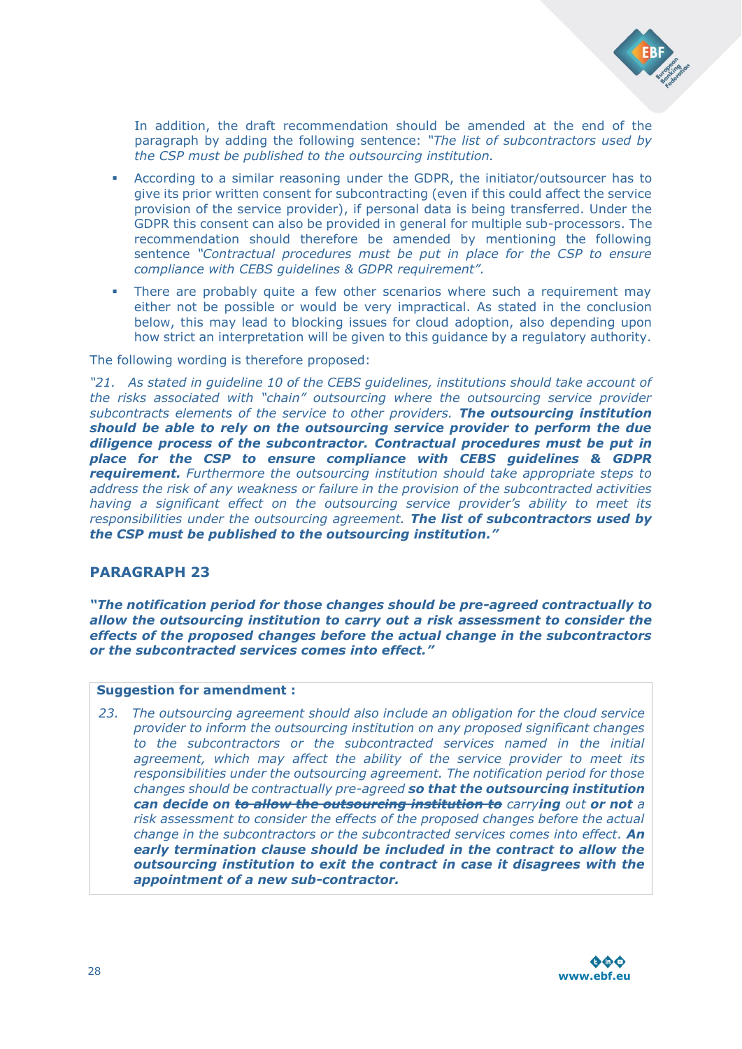In addition, the draft recommendation should be amended at the end of the paragraph by adding the following sentence: *"The list of subcontractors used by the CSP must be published to the outsourcing institution.*

- According to a similar reasoning under the GDPR, the initiator/outsourcer has to give its prior written consent for subcontracting (even if this could affect the service provision of the service provider), if personal data is being transferred. Under the GDPR this consent can also be provided in general for multiple sub-processors. The recommendation should therefore be amended by mentioning the following sentence *"Contractual procedures must be put in place for the CSP to ensure compliance with CEBS guidelines & GDPR requirement".*
- There are probably quite a few other scenarios where such a requirement may either not be possible or would be very impractical. As stated in the conclusion below, this may lead to blocking issues for cloud adoption, also depending upon how strict an interpretation will be given to this guidance by a regulatory authority.

The following wording is therefore proposed:

*"21. As stated in guideline 10 of the CEBS guidelines, institutions should take account of the risks associated with "chain" outsourcing where the outsourcing service provider subcontracts elements of the service to other providers.* ***The outsourcing institution should be able to rely on the outsourcing service provider to perform the due diligence process of the subcontractor. Contractual procedures must be put in place for the CSP to ensure compliance with CEBS guidelines & GDPR requirement.*** *Furthermore the outsourcing institution should take appropriate steps to address the risk of any weakness or failure in the provision of the subcontracted activities having a significant effect on the outsourcing service provider's ability to meet its responsibilities under the outsourcing agreement.* ***The list of subcontractors used by the CSP must be published to the outsourcing institution."***

## PARAGRAPH 23

***"The notification period for those changes should be pre-agreed contractually to allow the outsourcing institution to carry out a risk assessment to consider the effects of the proposed changes before the actual change in the subcontractors or the subcontracted services comes into effect."***

**Suggestion for amendment :**

*23. The outsourcing agreement should also include an obligation for the cloud service provider to inform the outsourcing institution on any proposed significant changes to the subcontractors or the subcontracted services named in the initial agreement, which may affect the ability of the service provider to meet its responsibilities under the outsourcing agreement. The notification period for those changes should be contractually pre-agreed* ***so that the outsourcing institution can decide on*** ~~***to allow the outsourcing institution to***~~ *carry****ing*** *out* ***or not*** *a risk assessment to consider the effects of the proposed changes before the actual change in the subcontractors or the subcontracted services comes into effect.* ***An early termination clause should be included in the contract to allow the outsourcing institution to exit the contract in case it disagrees with the appointment of a new sub-contractor.***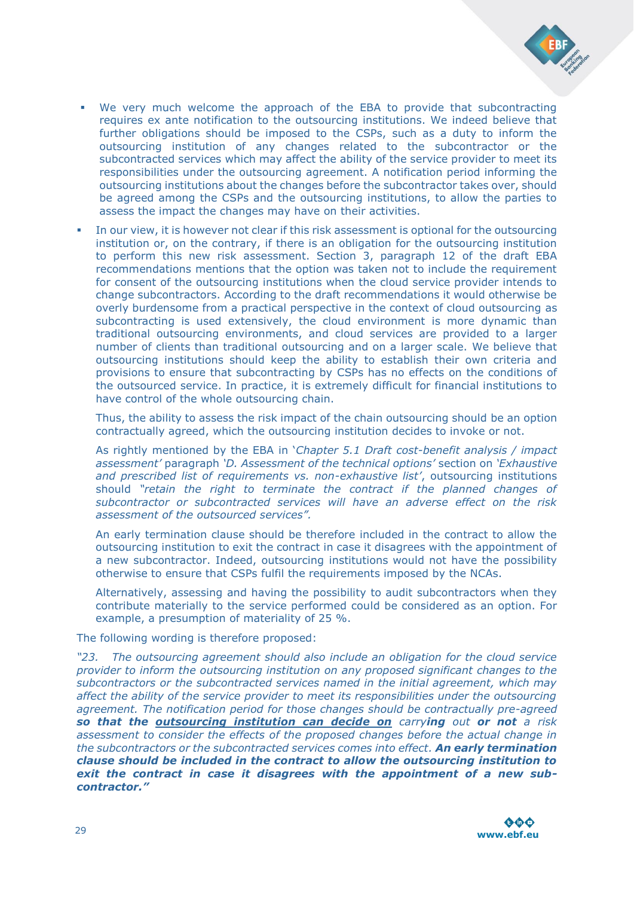- We very much welcome the approach of the EBA to provide that subcontracting requires ex ante notification to the outsourcing institutions. We indeed believe that further obligations should be imposed to the CSPs, such as a duty to inform the outsourcing institution of any changes related to the subcontractor or the subcontracted services which may affect the ability of the service provider to meet its responsibilities under the outsourcing agreement. A notification period informing the outsourcing institutions about the changes before the subcontractor takes over, should be agreed among the CSPs and the outsourcing institutions, to allow the parties to assess the impact the changes may have on their activities.

- In our view, it is however not clear if this risk assessment is optional for the outsourcing institution or, on the contrary, if there is an obligation for the outsourcing institution to perform this new risk assessment. Section 3, paragraph 12 of the draft EBA recommendations mentions that the option was taken not to include the requirement for consent of the outsourcing institutions when the cloud service provider intends to change subcontractors. According to the draft recommendations it would otherwise be overly burdensome from a practical perspective in the context of cloud outsourcing as subcontracting is used extensively, the cloud environment is more dynamic than traditional outsourcing environments, and cloud services are provided to a larger number of clients than traditional outsourcing and on a larger scale. We believe that outsourcing institutions should keep the ability to establish their own criteria and provisions to ensure that subcontracting by CSPs has no effects on the conditions of the outsourced service. In practice, it is extremely difficult for financial institutions to have control of the whole outsourcing chain.

  Thus, the ability to assess the risk impact of the chain outsourcing should be an option contractually agreed, which the outsourcing institution decides to invoke or not.

  As rightly mentioned by the EBA in '*Chapter 5.1 Draft cost-benefit analysis / impact assessment*' paragraph '*D. Assessment of the technical options*' section on '*Exhaustive and prescribed list of requirements vs. non-exhaustive list*', outsourcing institutions should *"retain the right to terminate the contract if the planned changes of subcontractor or subcontracted services will have an adverse effect on the risk assessment of the outsourced services".*

  An early termination clause should be therefore included in the contract to allow the outsourcing institution to exit the contract in case it disagrees with the appointment of a new subcontractor. Indeed, outsourcing institutions would not have the possibility otherwise to ensure that CSPs fulfil the requirements imposed by the NCAs.

  Alternatively, assessing and having the possibility to audit subcontractors when they contribute materially to the service performed could be considered as an option. For example, a presumption of materiality of 25 %.

The following wording is therefore proposed:

*"23. The outsourcing agreement should also include an obligation for the cloud service provider to inform the outsourcing institution on any proposed significant changes to the subcontractors or the subcontracted services named in the initial agreement, which may affect the ability of the service provider to meet its responsibilities under the outsourcing agreement. The notification period for those changes should be contractually pre-agreed* ***so that the <u>outsourcing institution can decide on</u>*** *carry****ing*** *out* ***or not*** *a risk assessment to consider the effects of the proposed changes before the actual change in the subcontractors or the subcontracted services comes into effect.* ***An early termination clause should be included in the contract to allow the outsourcing institution to exit the contract in case it disagrees with the appointment of a new sub-contractor."***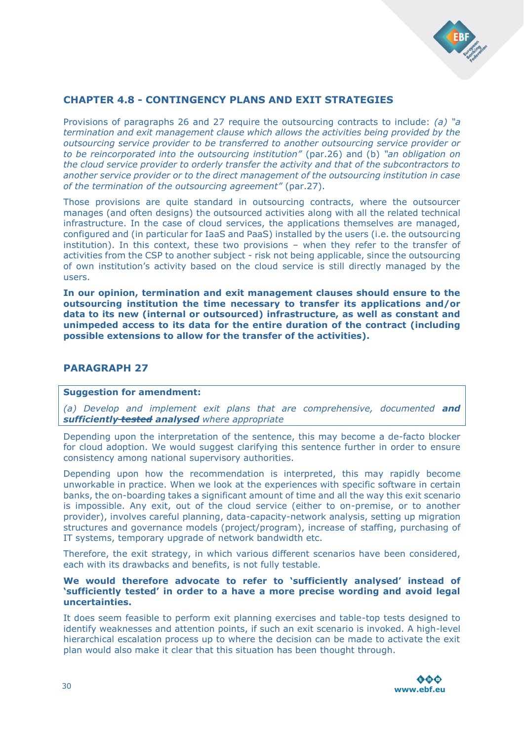## CHAPTER 4.8 - CONTINGENCY PLANS AND EXIT STRATEGIES

Provisions of paragraphs 26 and 27 require the outsourcing contracts to include: *(a) "a termination and exit management clause which allows the activities being provided by the outsourcing service provider to be transferred to another outsourcing service provider or to be reincorporated into the outsourcing institution"* (par.26) and (b) *"an obligation on the cloud service provider to orderly transfer the activity and that of the subcontractors to another service provider or to the direct management of the outsourcing institution in case of the termination of the outsourcing agreement"* (par.27).

Those provisions are quite standard in outsourcing contracts, where the outsourcer manages (and often designs) the outsourced activities along with all the related technical infrastructure. In the case of cloud services, the applications themselves are managed, configured and (in particular for IaaS and PaaS) installed by the users (i.e. the outsourcing institution). In this context, these two provisions – when they refer to the transfer of activities from the CSP to another subject - risk not being applicable, since the outsourcing of own institution's activity based on the cloud service is still directly managed by the users.

**In our opinion, termination and exit management clauses should ensure to the outsourcing institution the time necessary to transfer its applications and/or data to its new (internal or outsourced) infrastructure, as well as constant and unimpeded access to its data for the entire duration of the contract (including possible extensions to allow for the transfer of the activities).**

## PARAGRAPH 27

**Suggestion for amendment:**

*(a) Develop and implement exit plans that are comprehensive, documented* ***and sufficiently ~~tested~~ analysed*** *where appropriate*

Depending upon the interpretation of the sentence, this may become a de-facto blocker for cloud adoption. We would suggest clarifying this sentence further in order to ensure consistency among national supervisory authorities.

Depending upon how the recommendation is interpreted, this may rapidly become unworkable in practice. When we look at the experiences with specific software in certain banks, the on-boarding takes a significant amount of time and all the way this exit scenario is impossible. Any exit, out of the cloud service (either to on-premise, or to another provider), involves careful planning, data-capacity-network analysis, setting up migration structures and governance models (project/program), increase of staffing, purchasing of IT systems, temporary upgrade of network bandwidth etc.

Therefore, the exit strategy, in which various different scenarios have been considered, each with its drawbacks and benefits, is not fully testable.

**We would therefore advocate to refer to 'sufficiently analysed' instead of 'sufficiently tested' in order to a have a more precise wording and avoid legal uncertainties.**

It does seem feasible to perform exit planning exercises and table-top tests designed to identify weaknesses and attention points, if such an exit scenario is invoked. A high-level hierarchical escalation process up to where the decision can be made to activate the exit plan would also make it clear that this situation has been thought through.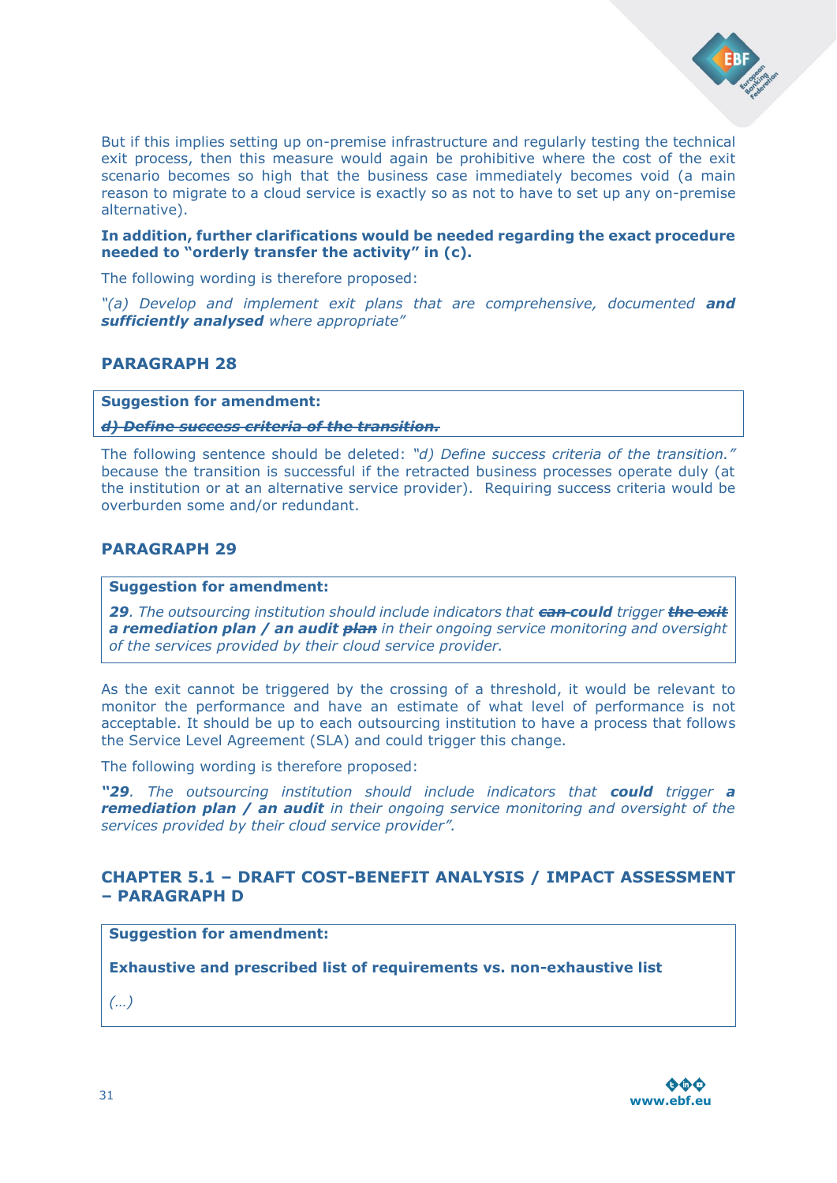But if this implies setting up on-premise infrastructure and regularly testing the technical exit process, then this measure would again be prohibitive where the cost of the exit scenario becomes so high that the business case immediately becomes void (a main reason to migrate to a cloud service is exactly so as not to have to set up any on-premise alternative).

**In addition, further clarifications would be needed regarding the exact procedure needed to "orderly transfer the activity" in (c).**

The following wording is therefore proposed:

*"(a) Develop and implement exit plans that are comprehensive, documented* ***and sufficiently analysed*** *where appropriate"*

## PARAGRAPH 28

**Suggestion for amendment:**

***~~d) Define success criteria of the transition.~~***

The following sentence should be deleted: *"d) Define success criteria of the transition."* because the transition is successful if the retracted business processes operate duly (at the institution or at an alternative service provider). Requiring success criteria would be overburden some and/or redundant.

## PARAGRAPH 29

**Suggestion for amendment:**

***29****. The outsourcing institution should include indicators that* ***~~can~~ could*** *trigger* ***~~the exit~~ a remediation plan / an audit ~~plan~~*** *in their ongoing service monitoring and oversight of the services provided by their cloud service provider.*

As the exit cannot be triggered by the crossing of a threshold, it would be relevant to monitor the performance and have an estimate of what level of performance is not acceptable. It should be up to each outsourcing institution to have a process that follows the Service Level Agreement (SLA) and could trigger this change.

The following wording is therefore proposed:

***"29****. The outsourcing institution should include indicators that* ***could*** *trigger* ***a remediation plan / an audit*** *in their ongoing service monitoring and oversight of the services provided by their cloud service provider".*

## CHAPTER 5.1 – DRAFT COST-BENEFIT ANALYSIS / IMPACT ASSESSMENT – PARAGRAPH D

**Suggestion for amendment:**

**Exhaustive and prescribed list of requirements vs. non-exhaustive list**

*(…)*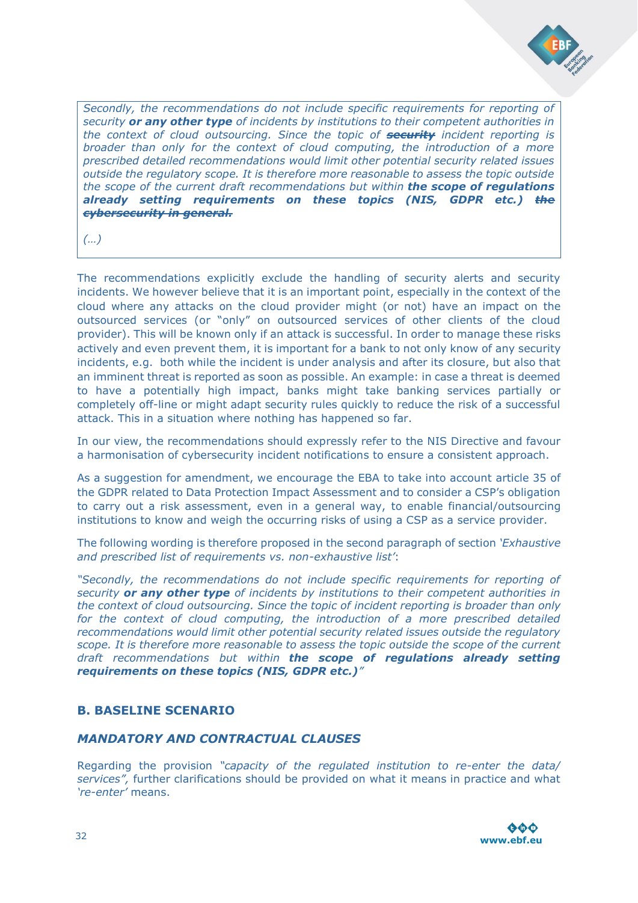> *Secondly, the recommendations do not include specific requirements for reporting of security* ***or any other type*** *of incidents by institutions to their competent authorities in the context of cloud outsourcing. Since the topic of* ***~~security~~*** *incident reporting is broader than only for the context of cloud computing, the introduction of a more prescribed detailed recommendations would limit other potential security related issues outside the regulatory scope. It is therefore more reasonable to assess the topic outside the scope of the current draft recommendations but within* ***the scope of regulations already setting requirements on these topics (NIS, GDPR etc.) ~~the cybersecurity in general.~~***
>
> *(…)*

The recommendations explicitly exclude the handling of security alerts and security incidents. We however believe that it is an important point, especially in the context of the cloud where any attacks on the cloud provider might (or not) have an impact on the outsourced services (or "only" on outsourced services of other clients of the cloud provider). This will be known only if an attack is successful. In order to manage these risks actively and even prevent them, it is important for a bank to not only know of any security incidents, e.g. both while the incident is under analysis and after its closure, but also that an imminent threat is reported as soon as possible. An example: in case a threat is deemed to have a potentially high impact, banks might take banking services partially or completely off-line or might adapt security rules quickly to reduce the risk of a successful attack. This in a situation where nothing has happened so far.

In our view, the recommendations should expressly refer to the NIS Directive and favour a harmonisation of cybersecurity incident notifications to ensure a consistent approach.

As a suggestion for amendment, we encourage the EBA to take into account article 35 of the GDPR related to Data Protection Impact Assessment and to consider a CSP's obligation to carry out a risk assessment, even in a general way, to enable financial/outsourcing institutions to know and weigh the occurring risks of using a CSP as a service provider.

The following wording is therefore proposed in the second paragraph of section *'Exhaustive and prescribed list of requirements vs. non-exhaustive list'*:

*"Secondly, the recommendations do not include specific requirements for reporting of security* ***or any other type*** *of incidents by institutions to their competent authorities in the context of cloud outsourcing. Since the topic of incident reporting is broader than only for the context of cloud computing, the introduction of a more prescribed detailed recommendations would limit other potential security related issues outside the regulatory scope. It is therefore more reasonable to assess the topic outside the scope of the current draft recommendations but within* ***the scope of regulations already setting requirements on these topics (NIS, GDPR etc.)****"*

## B. BASELINE SCENARIO

### *MANDATORY AND CONTRACTUAL CLAUSES*

Regarding the provision *"capacity of the regulated institution to re-enter the data/ services",* further clarifications should be provided on what it means in practice and what *'re-enter'* means.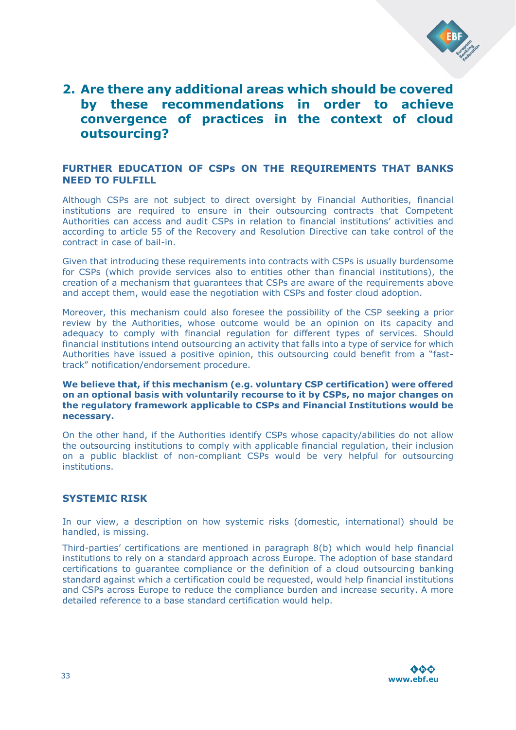## 2. Are there any additional areas which should be covered by these recommendations in order to achieve convergence of practices in the context of cloud outsourcing?

### FURTHER EDUCATION OF CSPs ON THE REQUIREMENTS THAT BANKS NEED TO FULFILL

Although CSPs are not subject to direct oversight by Financial Authorities, financial institutions are required to ensure in their outsourcing contracts that Competent Authorities can access and audit CSPs in relation to financial institutions' activities and according to article 55 of the Recovery and Resolution Directive can take control of the contract in case of bail-in.

Given that introducing these requirements into contracts with CSPs is usually burdensome for CSPs (which provide services also to entities other than financial institutions), the creation of a mechanism that guarantees that CSPs are aware of the requirements above and accept them, would ease the negotiation with CSPs and foster cloud adoption.

Moreover, this mechanism could also foresee the possibility of the CSP seeking a prior review by the Authorities, whose outcome would be an opinion on its capacity and adequacy to comply with financial regulation for different types of services. Should financial institutions intend outsourcing an activity that falls into a type of service for which Authorities have issued a positive opinion, this outsourcing could benefit from a "fast-track" notification/endorsement procedure.

**We believe that, if this mechanism (e.g. voluntary CSP certification) were offered on an optional basis with voluntarily recourse to it by CSPs, no major changes on the regulatory framework applicable to CSPs and Financial Institutions would be necessary.**

On the other hand, if the Authorities identify CSPs whose capacity/abilities do not allow the outsourcing institutions to comply with applicable financial regulation, their inclusion on a public blacklist of non-compliant CSPs would be very helpful for outsourcing institutions.

### SYSTEMIC RISK

In our view, a description on how systemic risks (domestic, international) should be handled, is missing.

Third-parties' certifications are mentioned in paragraph 8(b) which would help financial institutions to rely on a standard approach across Europe. The adoption of base standard certifications to guarantee compliance or the definition of a cloud outsourcing banking standard against which a certification could be requested, would help financial institutions and CSPs across Europe to reduce the compliance burden and increase security. A more detailed reference to a base standard certification would help.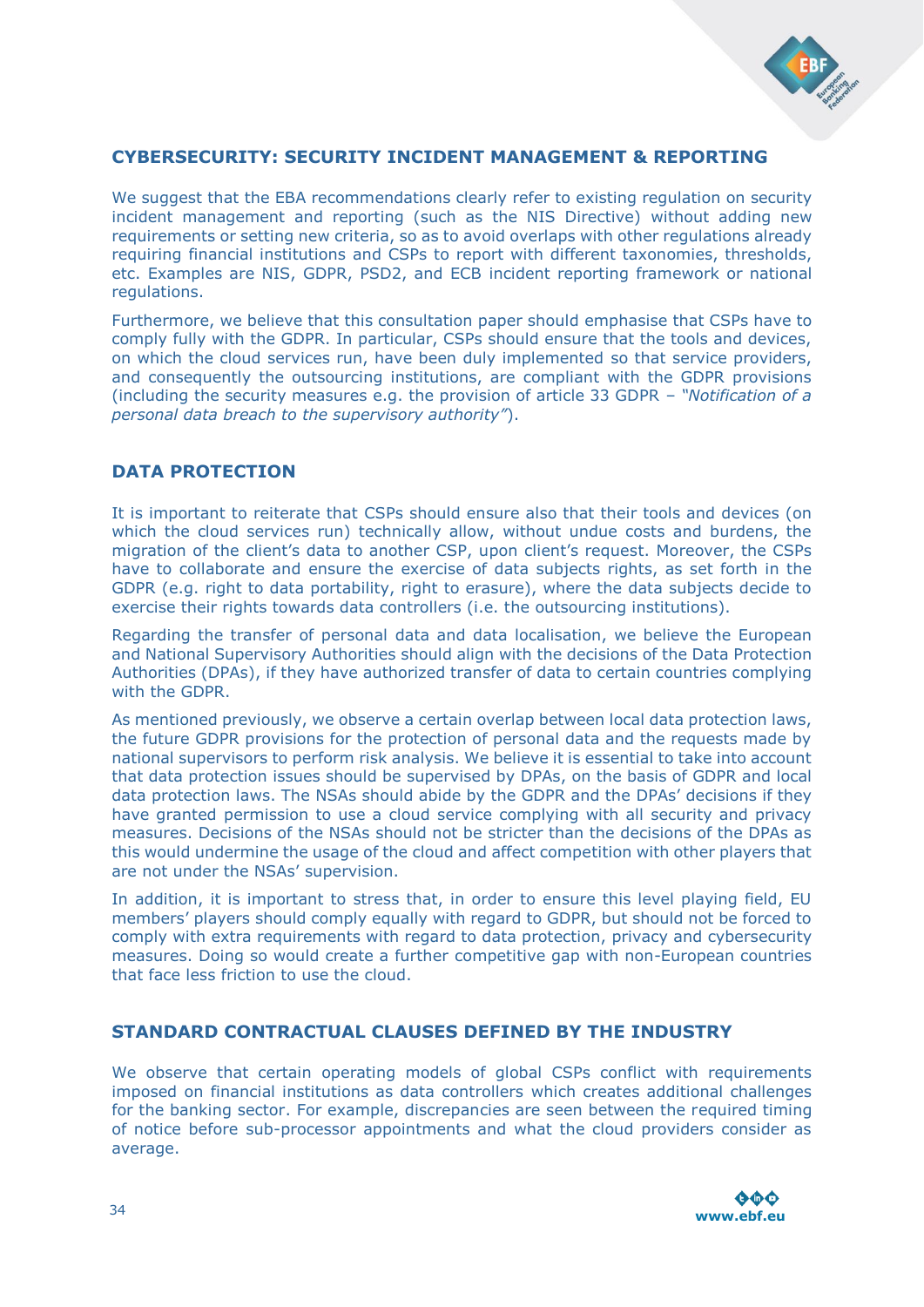## CYBERSECURITY: SECURITY INCIDENT MANAGEMENT & REPORTING

We suggest that the EBA recommendations clearly refer to existing regulation on security incident management and reporting (such as the NIS Directive) without adding new requirements or setting new criteria, so as to avoid overlaps with other regulations already requiring financial institutions and CSPs to report with different taxonomies, thresholds, etc. Examples are NIS, GDPR, PSD2, and ECB incident reporting framework or national regulations.

Furthermore, we believe that this consultation paper should emphasise that CSPs have to comply fully with the GDPR. In particular, CSPs should ensure that the tools and devices, on which the cloud services run, have been duly implemented so that service providers, and consequently the outsourcing institutions, are compliant with the GDPR provisions (including the security measures e.g. the provision of article 33 GDPR – *"Notification of a personal data breach to the supervisory authority"*).

## DATA PROTECTION

It is important to reiterate that CSPs should ensure also that their tools and devices (on which the cloud services run) technically allow, without undue costs and burdens, the migration of the client's data to another CSP, upon client's request. Moreover, the CSPs have to collaborate and ensure the exercise of data subjects rights, as set forth in the GDPR (e.g. right to data portability, right to erasure), where the data subjects decide to exercise their rights towards data controllers (i.e. the outsourcing institutions).

Regarding the transfer of personal data and data localisation, we believe the European and National Supervisory Authorities should align with the decisions of the Data Protection Authorities (DPAs), if they have authorized transfer of data to certain countries complying with the GDPR.

As mentioned previously, we observe a certain overlap between local data protection laws, the future GDPR provisions for the protection of personal data and the requests made by national supervisors to perform risk analysis. We believe it is essential to take into account that data protection issues should be supervised by DPAs, on the basis of GDPR and local data protection laws. The NSAs should abide by the GDPR and the DPAs' decisions if they have granted permission to use a cloud service complying with all security and privacy measures. Decisions of the NSAs should not be stricter than the decisions of the DPAs as this would undermine the usage of the cloud and affect competition with other players that are not under the NSAs' supervision.

In addition, it is important to stress that, in order to ensure this level playing field, EU members' players should comply equally with regard to GDPR, but should not be forced to comply with extra requirements with regard to data protection, privacy and cybersecurity measures. Doing so would create a further competitive gap with non-European countries that face less friction to use the cloud.

## STANDARD CONTRACTUAL CLAUSES DEFINED BY THE INDUSTRY

We observe that certain operating models of global CSPs conflict with requirements imposed on financial institutions as data controllers which creates additional challenges for the banking sector. For example, discrepancies are seen between the required timing of notice before sub-processor appointments and what the cloud providers consider as average.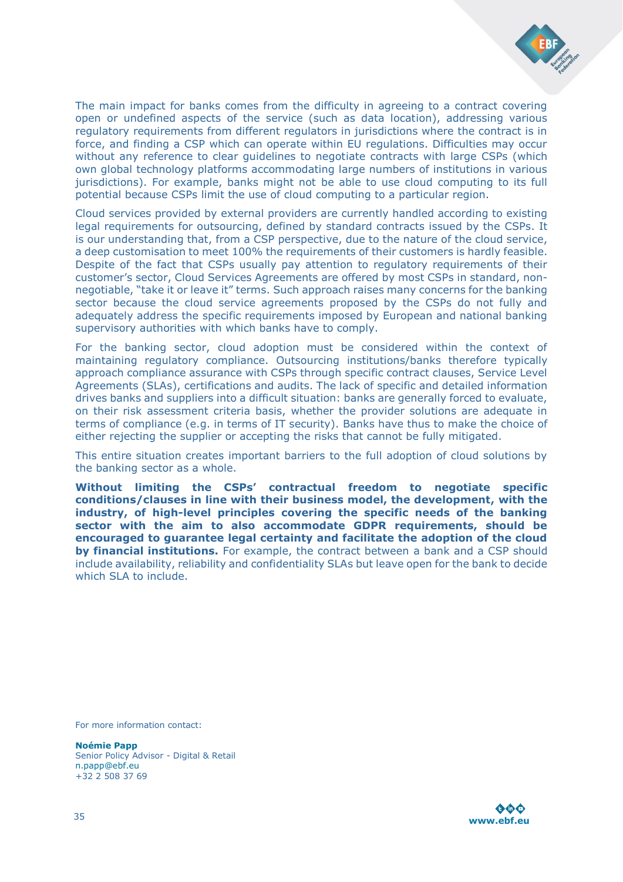The main impact for banks comes from the difficulty in agreeing to a contract covering open or undefined aspects of the service (such as data location), addressing various regulatory requirements from different regulators in jurisdictions where the contract is in force, and finding a CSP which can operate within EU regulations. Difficulties may occur without any reference to clear guidelines to negotiate contracts with large CSPs (which own global technology platforms accommodating large numbers of institutions in various jurisdictions). For example, banks might not be able to use cloud computing to its full potential because CSPs limit the use of cloud computing to a particular region.

Cloud services provided by external providers are currently handled according to existing legal requirements for outsourcing, defined by standard contracts issued by the CSPs. It is our understanding that, from a CSP perspective, due to the nature of the cloud service, a deep customisation to meet 100% the requirements of their customers is hardly feasible. Despite of the fact that CSPs usually pay attention to regulatory requirements of their customer's sector, Cloud Services Agreements are offered by most CSPs in standard, non-negotiable, "take it or leave it" terms. Such approach raises many concerns for the banking sector because the cloud service agreements proposed by the CSPs do not fully and adequately address the specific requirements imposed by European and national banking supervisory authorities with which banks have to comply.

For the banking sector, cloud adoption must be considered within the context of maintaining regulatory compliance. Outsourcing institutions/banks therefore typically approach compliance assurance with CSPs through specific contract clauses, Service Level Agreements (SLAs), certifications and audits. The lack of specific and detailed information drives banks and suppliers into a difficult situation: banks are generally forced to evaluate, on their risk assessment criteria basis, whether the provider solutions are adequate in terms of compliance (e.g. in terms of IT security). Banks have thus to make the choice of either rejecting the supplier or accepting the risks that cannot be fully mitigated.

This entire situation creates important barriers to the full adoption of cloud solutions by the banking sector as a whole.

**Without limiting the CSPs' contractual freedom to negotiate specific conditions/clauses in line with their business model, the development, with the industry, of high-level principles covering the specific needs of the banking sector with the aim to also accommodate GDPR requirements, should be encouraged to guarantee legal certainty and facilitate the adoption of the cloud by financial institutions.** For example, the contract between a bank and a CSP should include availability, reliability and confidentiality SLAs but leave open for the bank to decide which SLA to include.

For more information contact:

**Noémie Papp**
Senior Policy Advisor - Digital & Retail
n.papp@ebf.eu
+32 2 508 37 69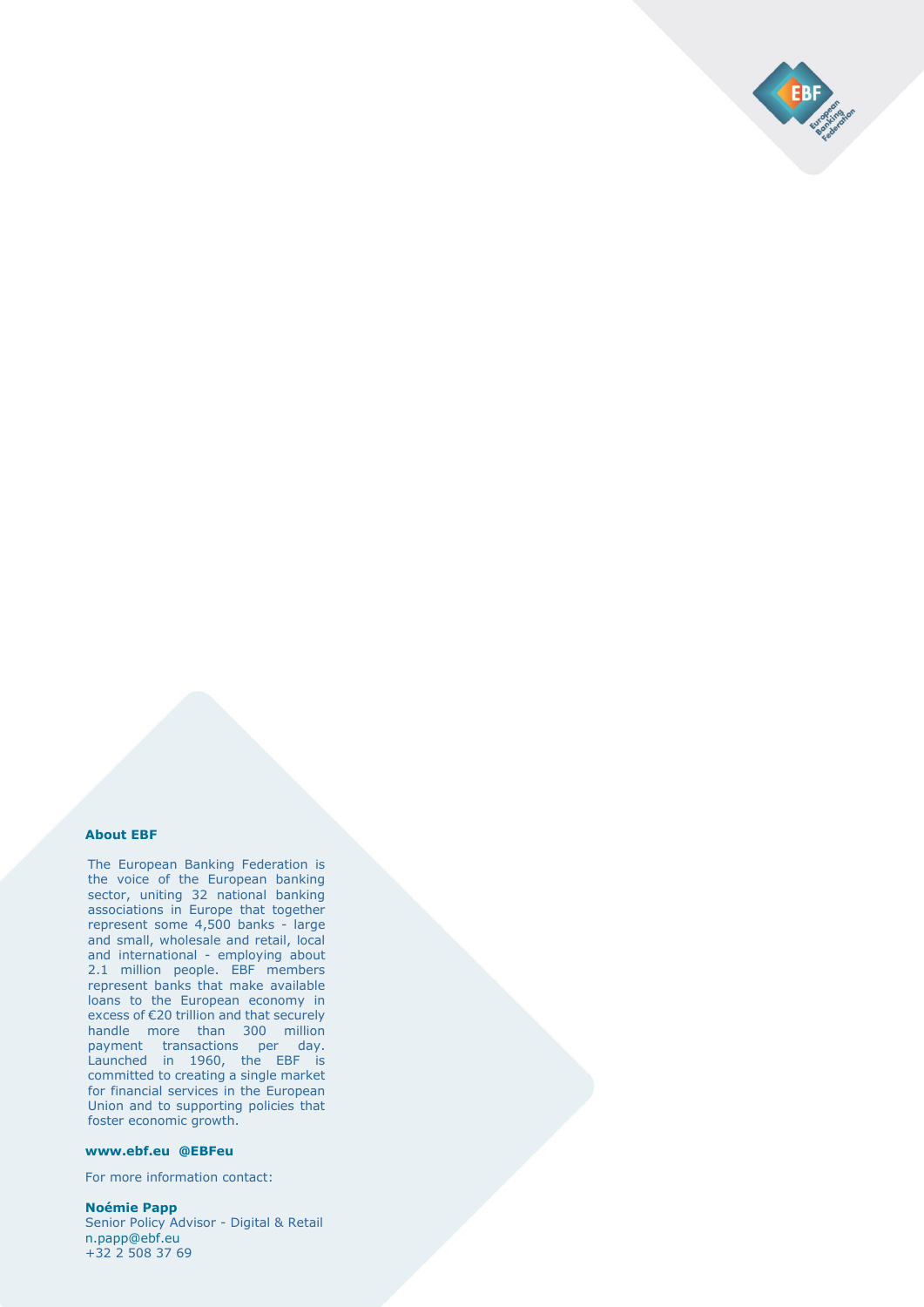**About EBF**

The European Banking Federation is the voice of the European banking sector, uniting 32 national banking associations in Europe that together represent some 4,500 banks - large and small, wholesale and retail, local and international - employing about 2.1 million people. EBF members represent banks that make available loans to the European economy in excess of €20 trillion and that securely handle more than 300 million payment transactions per day. Launched in 1960, the EBF is committed to creating a single market for financial services in the European Union and to supporting policies that foster economic growth.

**www.ebf.eu @EBFeu**

For more information contact:

**Noémie Papp**
Senior Policy Advisor - Digital & Retail
n.papp@ebf.eu
+32 2 508 37 69